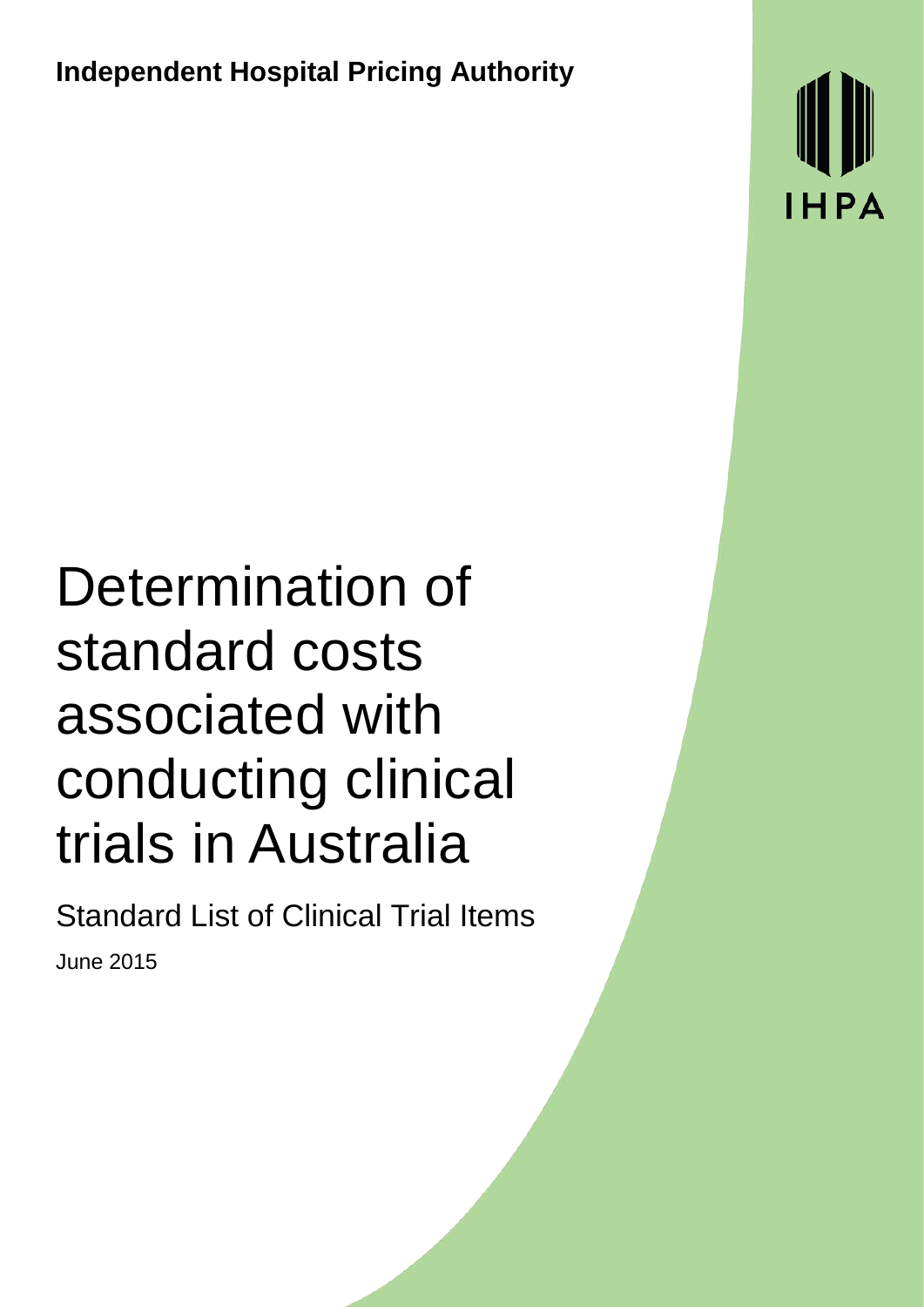**Independent Hospital Pricing Authority**

IHPA

# Determination of standard costs associated with conducting clinical trials in Australia

## Standard List of Clinical Trial Items

June 2015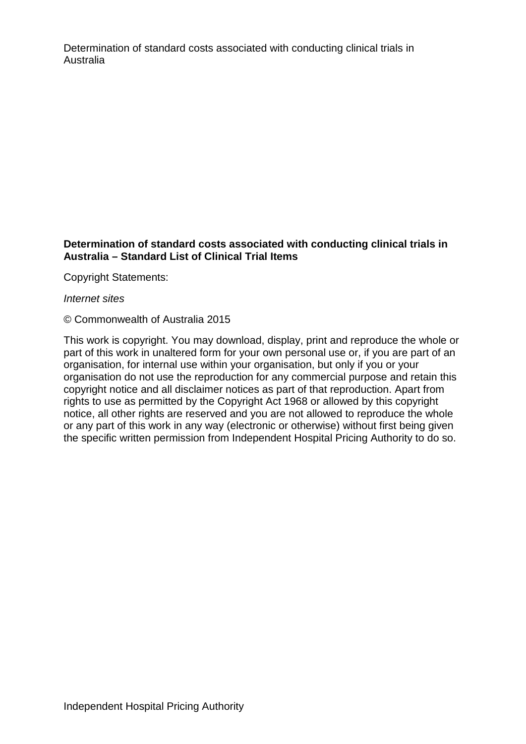**Determination of standard costs associated with conducting clinical trials in Australia – Standard List of Clinical Trial Items**

Copyright Statements:

*Internet sites*

© Commonwealth of Australia 2015

This work is copyright. You may download, display, print and reproduce the whole or part of this work in unaltered form for your own personal use or, if you are part of an organisation, for internal use within your organisation, but only if you or your organisation do not use the reproduction for any commercial purpose and retain this copyright notice and all disclaimer notices as part of that reproduction. Apart from rights to use as permitted by the Copyright Act 1968 or allowed by this copyright notice, all other rights are reserved and you are not allowed to reproduce the whole or any part of this work in any way (electronic or otherwise) without first being given the specific written permission from Independent Hospital Pricing Authority to do so.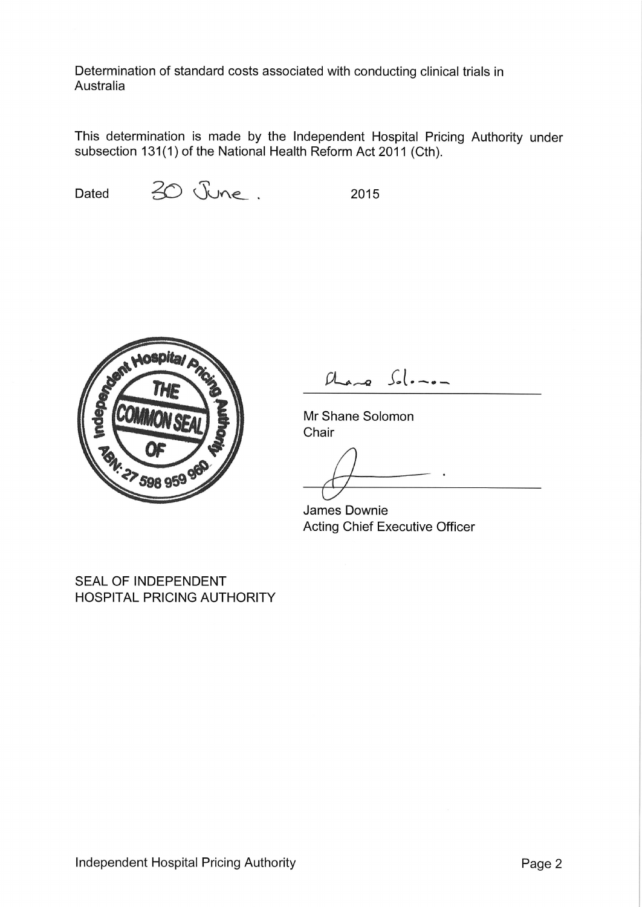Determination of standard costs associated with conducting clinical trials in Australia

This determination is made by the Independent Hospital Pricing Authority under subsection 131(1) of the National Health Reform Act 2011 (Cth).

Dated 30 June. 2015

Mr Shane Solomon
Chair

James Downie
Acting Chief Executive Officer

SEAL OF INDEPENDENT HOSPITAL PRICING AUTHORITY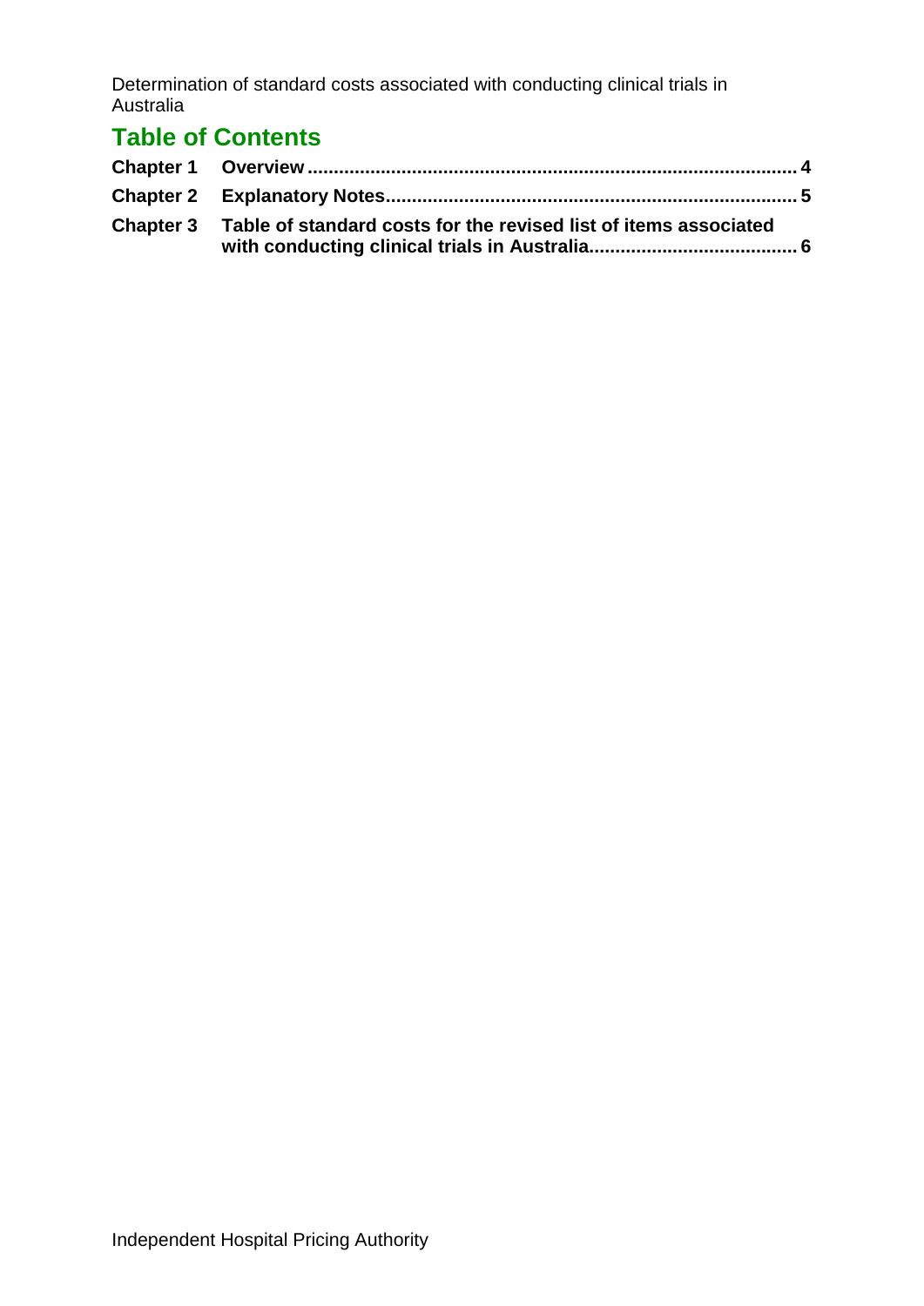# Table of Contents

**Chapter 1 Overview** ........................................................................................ **4**

**Chapter 2 Explanatory Notes** ........................................................................... **5**

**Chapter 3 Table of standard costs for the revised list of items associated with conducting clinical trials in Australia** ....................................... **6**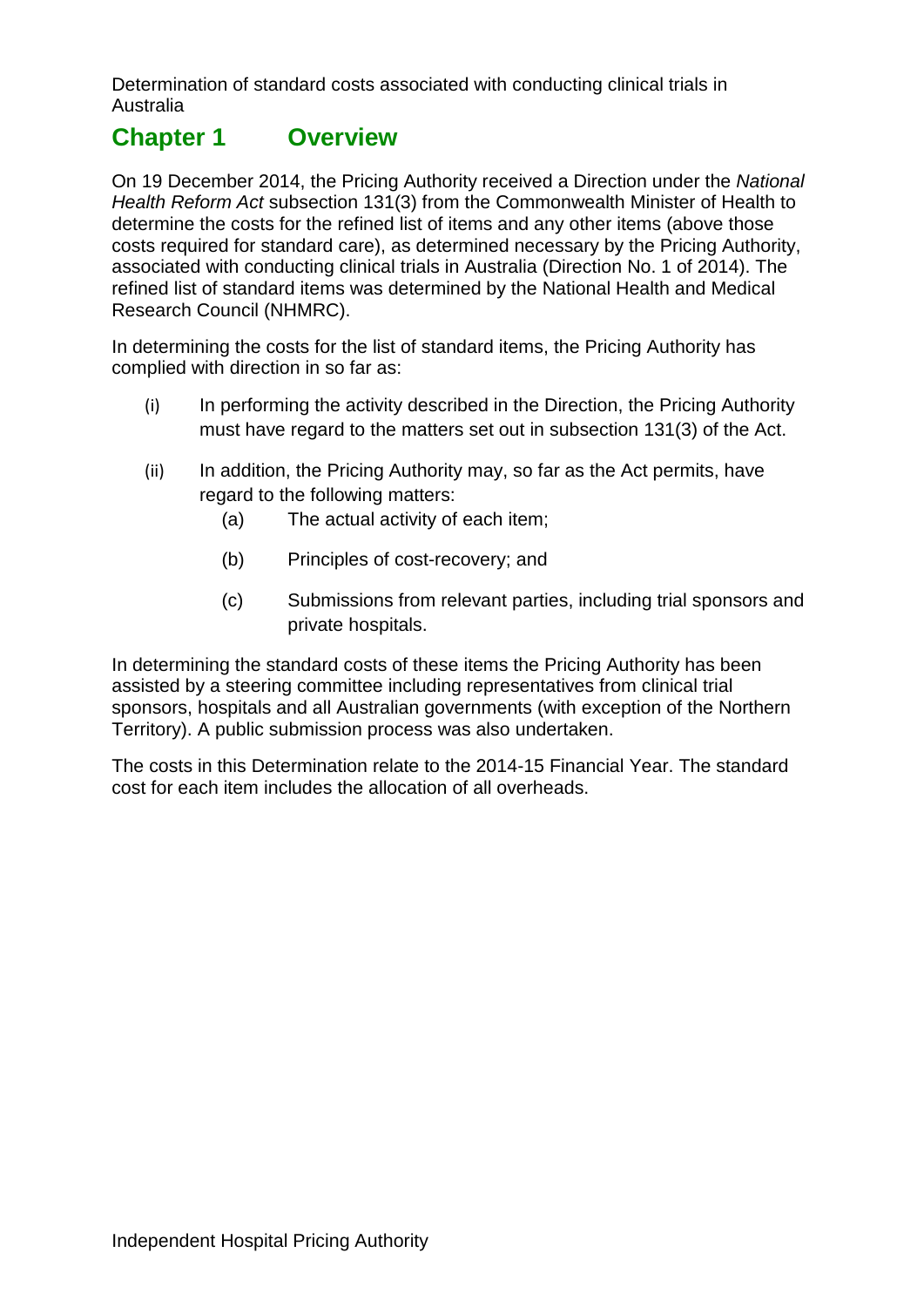# Chapter 1 Overview

On 19 December 2014, the Pricing Authority received a Direction under the *National Health Reform Act* subsection 131(3) from the Commonwealth Minister of Health to determine the costs for the refined list of items and any other items (above those costs required for standard care), as determined necessary by the Pricing Authority, associated with conducting clinical trials in Australia (Direction No. 1 of 2014). The refined list of standard items was determined by the National Health and Medical Research Council (NHMRC).

In determining the costs for the list of standard items, the Pricing Authority has complied with direction in so far as:

(i) In performing the activity described in the Direction, the Pricing Authority must have regard to the matters set out in subsection 131(3) of the Act.

(ii) In addition, the Pricing Authority may, so far as the Act permits, have regard to the following matters:

  (a) The actual activity of each item;

  (b) Principles of cost-recovery; and

  (c) Submissions from relevant parties, including trial sponsors and private hospitals.

In determining the standard costs of these items the Pricing Authority has been assisted by a steering committee including representatives from clinical trial sponsors, hospitals and all Australian governments (with exception of the Northern Territory). A public submission process was also undertaken.

The costs in this Determination relate to the 2014-15 Financial Year. The standard cost for each item includes the allocation of all overheads.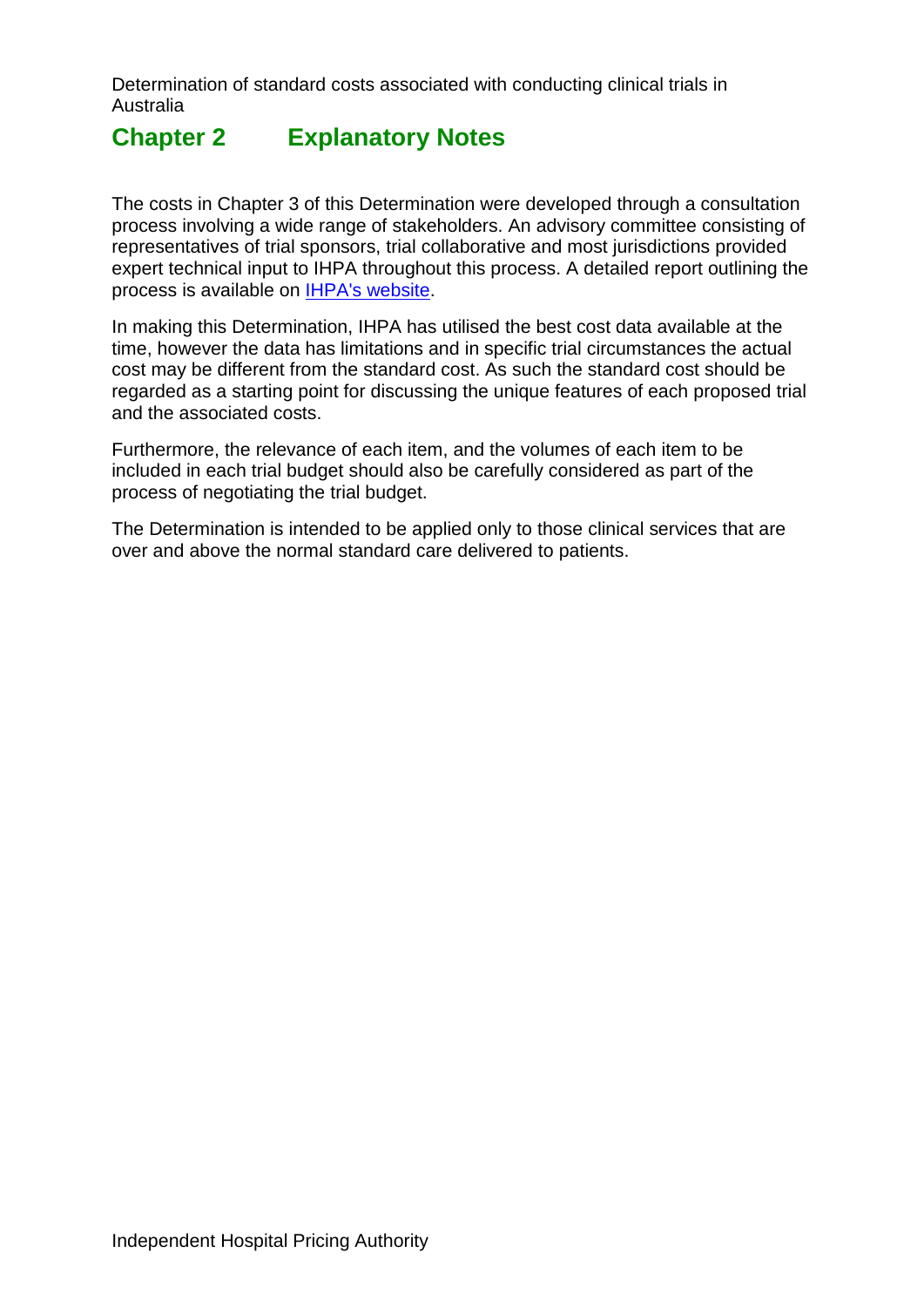# Chapter 2 Explanatory Notes

The costs in Chapter 3 of this Determination were developed through a consultation process involving a wide range of stakeholders. An advisory committee consisting of representatives of trial sponsors, trial collaborative and most jurisdictions provided expert technical input to IHPA throughout this process. A detailed report outlining the process is available on [IHPA's website](IHPA's website).

In making this Determination, IHPA has utilised the best cost data available at the time, however the data has limitations and in specific trial circumstances the actual cost may be different from the standard cost. As such the standard cost should be regarded as a starting point for discussing the unique features of each proposed trial and the associated costs.

Furthermore, the relevance of each item, and the volumes of each item to be included in each trial budget should also be carefully considered as part of the process of negotiating the trial budget.

The Determination is intended to be applied only to those clinical services that are over and above the normal standard care delivered to patients.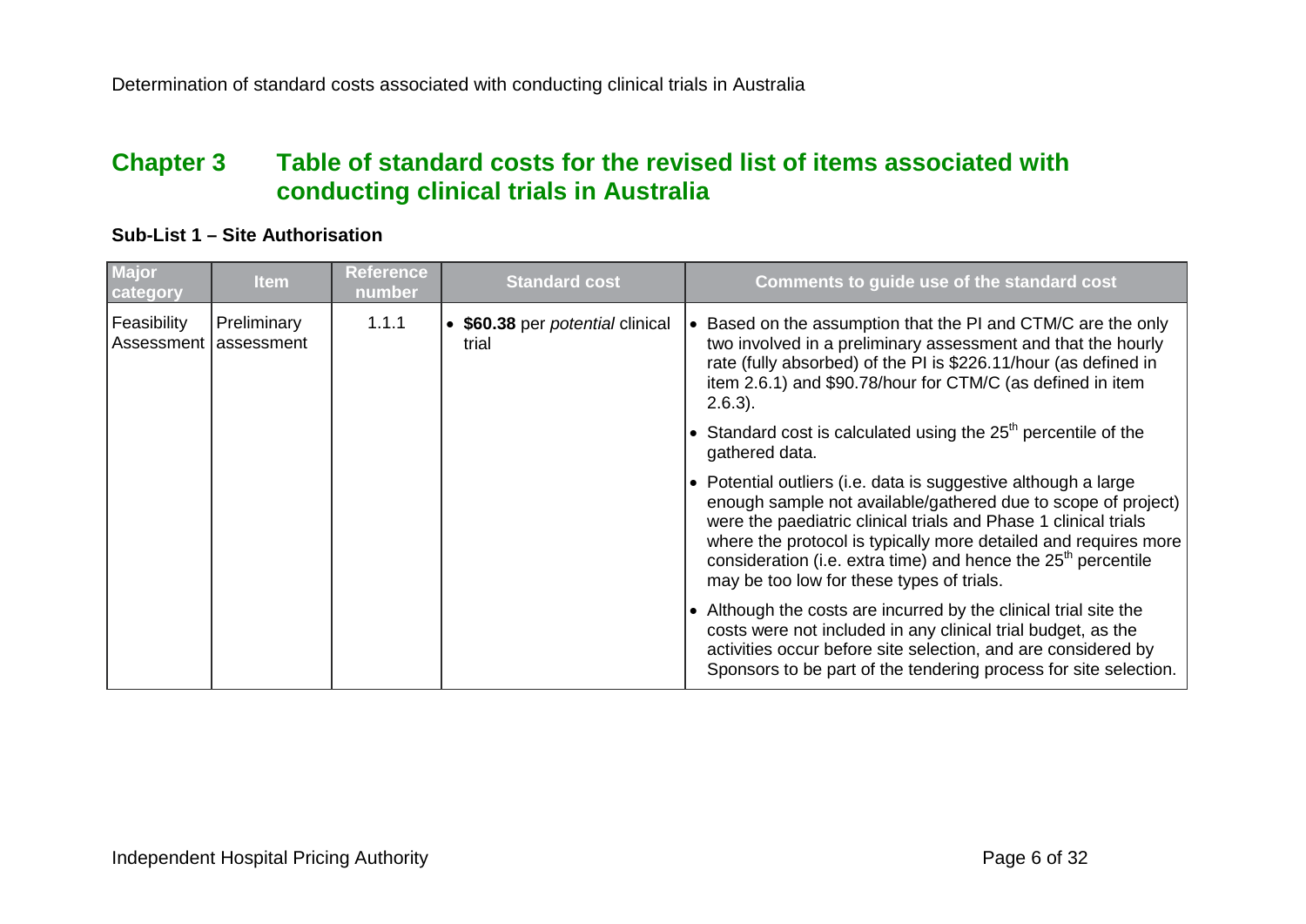# Chapter 3 Table of standard costs for the revised list of items associated with conducting clinical trials in Australia

### Sub-List 1 – Site Authorisation

| Major category | Item | Reference number | Standard cost | Comments to guide use of the standard cost |
|---|---|---|---|---|
| Feasibility Assessment | Preliminary assessment | 1.1.1 | • **$60.38** per *potential* clinical trial | • Based on the assumption that the PI and CTM/C are the only two involved in a preliminary assessment and that the hourly rate (fully absorbed) of the PI is $226.11/hour (as defined in item 2.6.1) and $90.78/hour for CTM/C (as defined in item 2.6.3).<br>• Standard cost is calculated using the 25th percentile of the gathered data.<br>• Potential outliers (i.e. data is suggestive although a large enough sample not available/gathered due to scope of project) were the paediatric clinical trials and Phase 1 clinical trials where the protocol is typically more detailed and requires more consideration (i.e. extra time) and hence the 25th percentile may be too low for these types of trials.<br>• Although the costs are incurred by the clinical trial site the costs were not included in any clinical trial budget, as the activities occur before site selection, and are considered by Sponsors to be part of the tendering process for site selection. |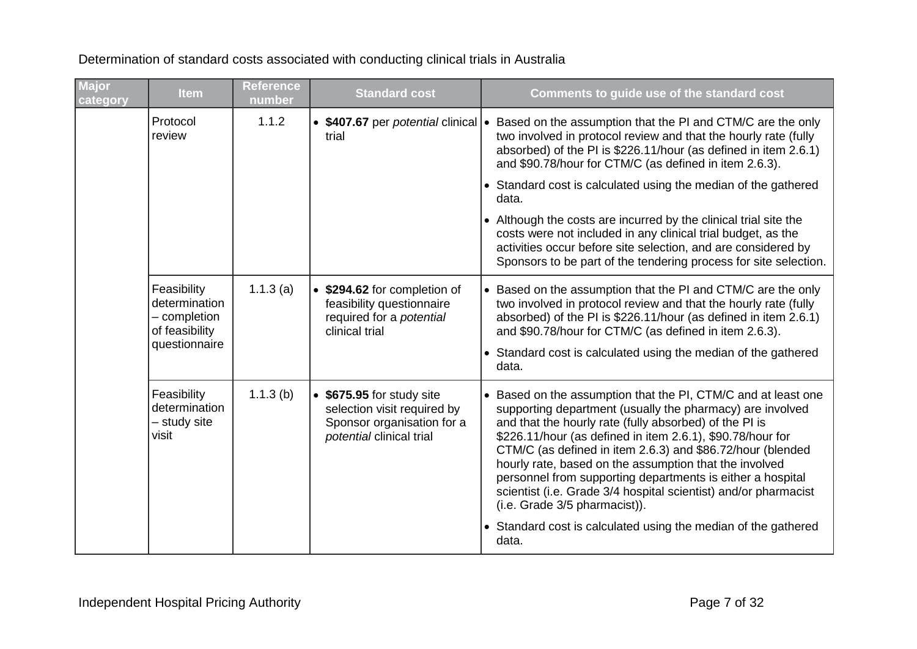Determination of standard costs associated with conducting clinical trials in Australia

| Major category | Item | Reference number | Standard cost | Comments to guide use of the standard cost |
|---|---|---|---|---|
| | Protocol review | 1.1.2 | • **$407.67** per *potential* clinical trial | • Based on the assumption that the PI and CTM/C are the only two involved in protocol review and that the hourly rate (fully absorbed) of the PI is $226.11/hour (as defined in item 2.6.1) and $90.78/hour for CTM/C (as defined in item 2.6.3).<br>• Standard cost is calculated using the median of the gathered data.<br>• Although the costs are incurred by the clinical trial site the costs were not included in any clinical trial budget, as the activities occur before site selection, and are considered by Sponsors to be part of the tendering process for site selection. |
| | Feasibility determination – completion of feasibility questionnaire | 1.1.3 (a) | • **$294.62** for completion of feasibility questionnaire required for a *potential* clinical trial | • Based on the assumption that the PI and CTM/C are the only two involved in protocol review and that the hourly rate (fully absorbed) of the PI is $226.11/hour (as defined in item 2.6.1) and $90.78/hour for CTM/C (as defined in item 2.6.3).<br>• Standard cost is calculated using the median of the gathered data. |
| | Feasibility determination – study site visit | 1.1.3 (b) | • **$675.95** for study site selection visit required by Sponsor organisation for a *potential* clinical trial | • Based on the assumption that the PI, CTM/C and at least one supporting department (usually the pharmacy) are involved and that the hourly rate (fully absorbed) of the PI is $226.11/hour (as defined in item 2.6.1), $90.78/hour for CTM/C (as defined in item 2.6.3) and $86.72/hour (blended hourly rate, based on the assumption that the involved personnel from supporting departments is either a hospital scientist (i.e. Grade 3/4 hospital scientist) and/or pharmacist (i.e. Grade 3/5 pharmacist)).<br>• Standard cost is calculated using the median of the gathered data. |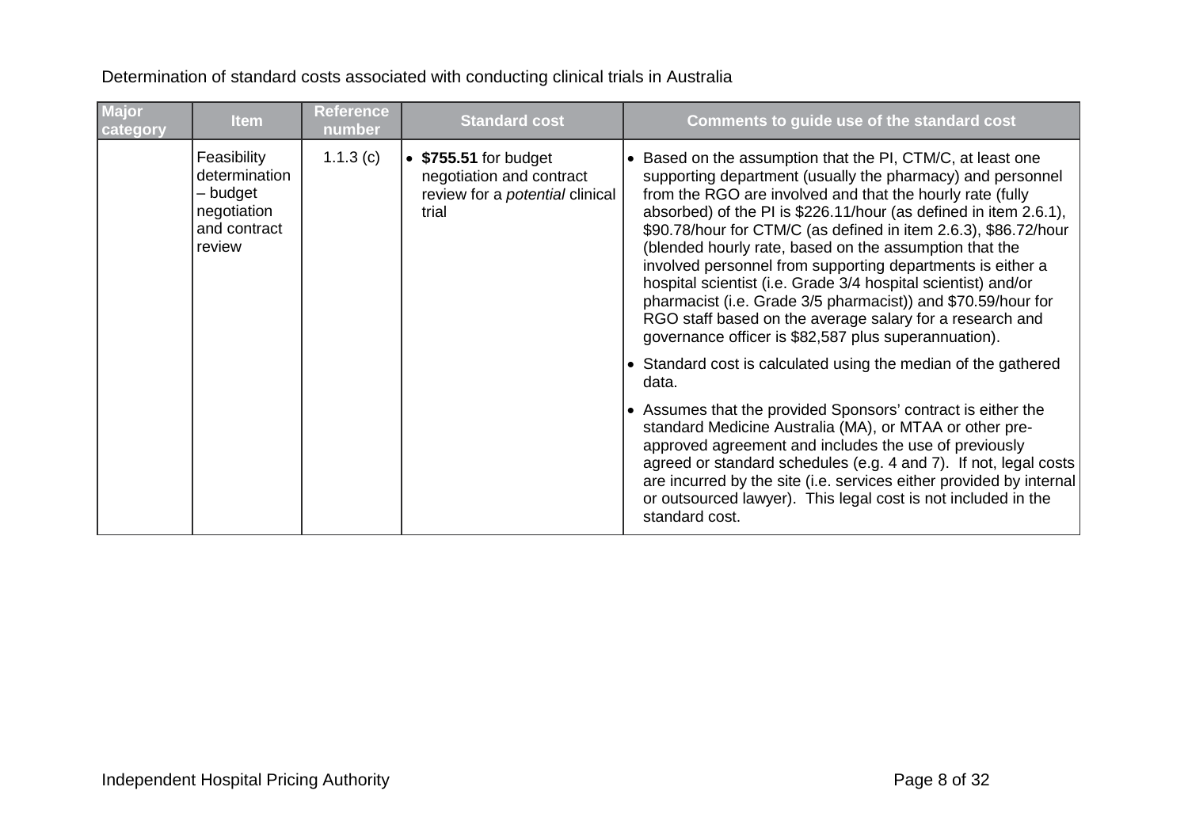Determination of standard costs associated with conducting clinical trials in Australia

| Major category | Item | Reference number | Standard cost | Comments to guide use of the standard cost |
|---|---|---|---|---|
| | Feasibility determination – budget negotiation and contract review | 1.1.3 (c) | • **$755.51** for budget negotiation and contract review for a *potential* clinical trial | • Based on the assumption that the PI, CTM/C, at least one supporting department (usually the pharmacy) and personnel from the RGO are involved and that the hourly rate (fully absorbed) of the PI is $226.11/hour (as defined in item 2.6.1), $90.78/hour for CTM/C (as defined in item 2.6.3), $86.72/hour (blended hourly rate, based on the assumption that the involved personnel from supporting departments is either a hospital scientist (i.e. Grade 3/4 hospital scientist) and/or pharmacist (i.e. Grade 3/5 pharmacist)) and $70.59/hour for RGO staff based on the average salary for a research and governance officer is $82,587 plus superannuation).<br>• Standard cost is calculated using the median of the gathered data.<br>• Assumes that the provided Sponsors' contract is either the standard Medicine Australia (MA), or MTAA or other pre-approved agreement and includes the use of previously agreed or standard schedules (e.g. 4 and 7). If not, legal costs are incurred by the site (i.e. services either provided by internal or outsourced lawyer). This legal cost is not included in the standard cost. |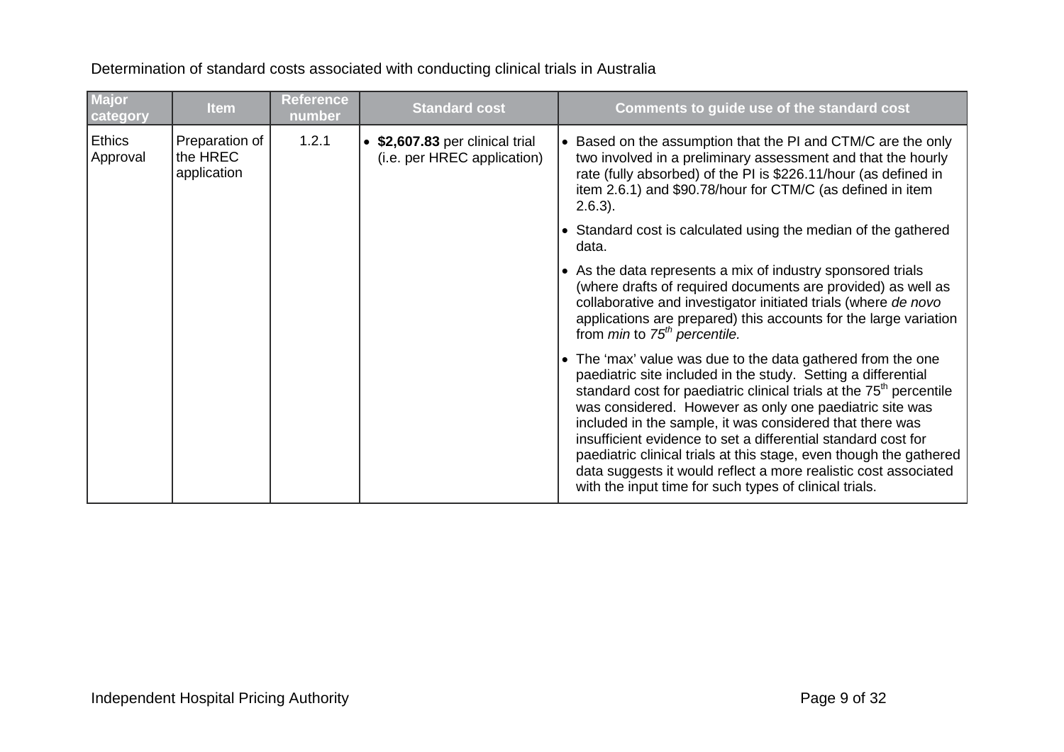Determination of standard costs associated with conducting clinical trials in Australia

| Major category | Item | Reference number | Standard cost | Comments to guide use of the standard cost |
|---|---|---|---|---|
| Ethics Approval | Preparation of the HREC application | 1.2.1 | • **$2,607.83** per clinical trial (i.e. per HREC application) | • Based on the assumption that the PI and CTM/C are the only two involved in a preliminary assessment and that the hourly rate (fully absorbed) of the PI is $226.11/hour (as defined in item 2.6.1) and $90.78/hour for CTM/C (as defined in item 2.6.3).<br>• Standard cost is calculated using the median of the gathered data.<br>• As the data represents a mix of industry sponsored trials (where drafts of required documents are provided) as well as collaborative and investigator initiated trials (where *de novo* applications are prepared) this accounts for the large variation from *min* to *75th percentile*.<br>• The 'max' value was due to the data gathered from the one paediatric site included in the study. Setting a differential standard cost for paediatric clinical trials at the 75th percentile was considered. However as only one paediatric site was included in the sample, it was considered that there was insufficient evidence to set a differential standard cost for paediatric clinical trials at this stage, even though the gathered data suggests it would reflect a more realistic cost associated with the input time for such types of clinical trials. |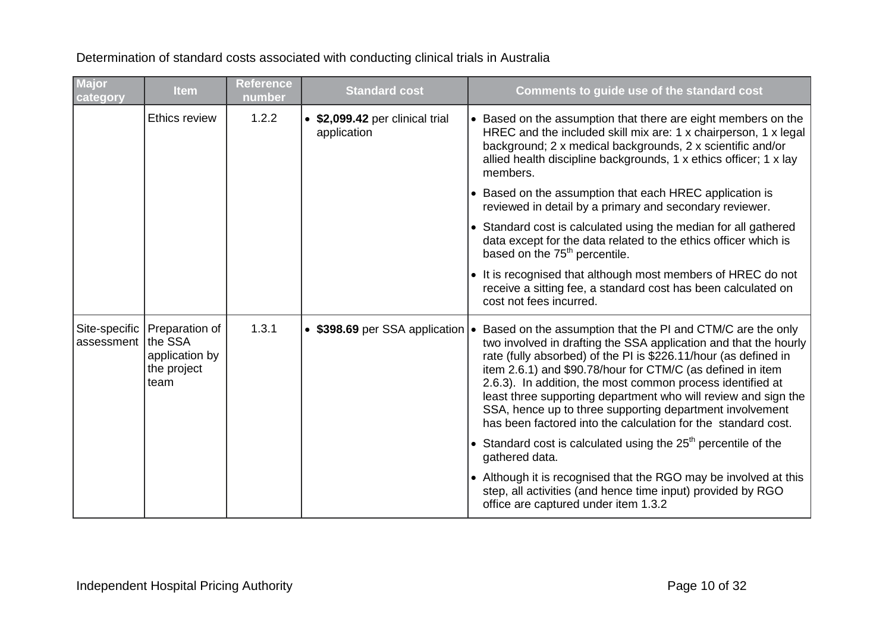Determination of standard costs associated with conducting clinical trials in Australia

| Major category | Item | Reference number | Standard cost | Comments to guide use of the standard cost |
|---|---|---|---|---|
| | Ethics review | 1.2.2 | • **$2,099.42** per clinical trial application | • Based on the assumption that there are eight members on the HREC and the included skill mix are: 1 x chairperson, 1 x legal background; 2 x medical backgrounds, 2 x scientific and/or allied health discipline backgrounds, 1 x ethics officer; 1 x lay members.<br>• Based on the assumption that each HREC application is reviewed in detail by a primary and secondary reviewer.<br>• Standard cost is calculated using the median for all gathered data except for the data related to the ethics officer which is based on the 75th percentile.<br>• It is recognised that although most members of HREC do not receive a sitting fee, a standard cost has been calculated on cost not fees incurred. |
| Site-specific assessment | Preparation of the SSA application by the project team | 1.3.1 | • **$398.69** per SSA application | • Based on the assumption that the PI and CTM/C are the only two involved in drafting the SSA application and that the hourly rate (fully absorbed) of the PI is $226.11/hour (as defined in item 2.6.1) and $90.78/hour for CTM/C (as defined in item 2.6.3). In addition, the most common process identified at least three supporting department who will review and sign the SSA, hence up to three supporting department involvement has been factored into the calculation for the standard cost.<br>• Standard cost is calculated using the 25th percentile of the gathered data.<br>• Although it is recognised that the RGO may be involved at this step, all activities (and hence time input) provided by RGO office are captured under item 1.3.2 |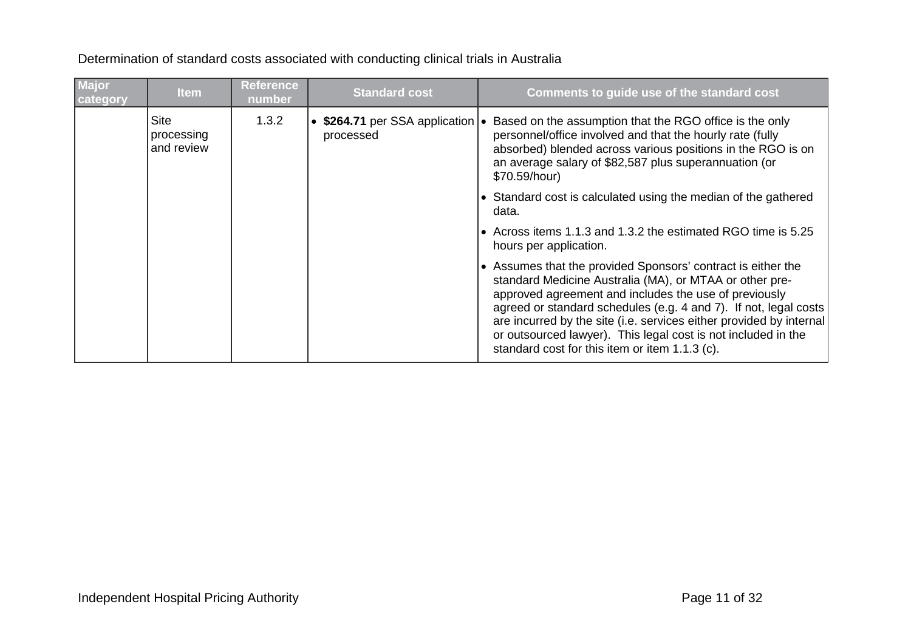Determination of standard costs associated with conducting clinical trials in Australia

| Major category | Item | Reference number | Standard cost | Comments to guide use of the standard cost |
|---|---|---|---|---|
| | Site processing and review | 1.3.2 | • **$264.71** per SSA application processed | • Based on the assumption that the RGO office is the only personnel/office involved and that the hourly rate (fully absorbed) blended across various positions in the RGO is on an average salary of $82,587 plus superannuation (or $70.59/hour)<br>• Standard cost is calculated using the median of the gathered data.<br>• Across items 1.1.3 and 1.3.2 the estimated RGO time is 5.25 hours per application.<br>• Assumes that the provided Sponsors' contract is either the standard Medicine Australia (MA), or MTAA or other pre-approved agreement and includes the use of previously agreed or standard schedules (e.g. 4 and 7). If not, legal costs are incurred by the site (i.e. services either provided by internal or outsourced lawyer). This legal cost is not included in the standard cost for this item or item 1.1.3 (c). |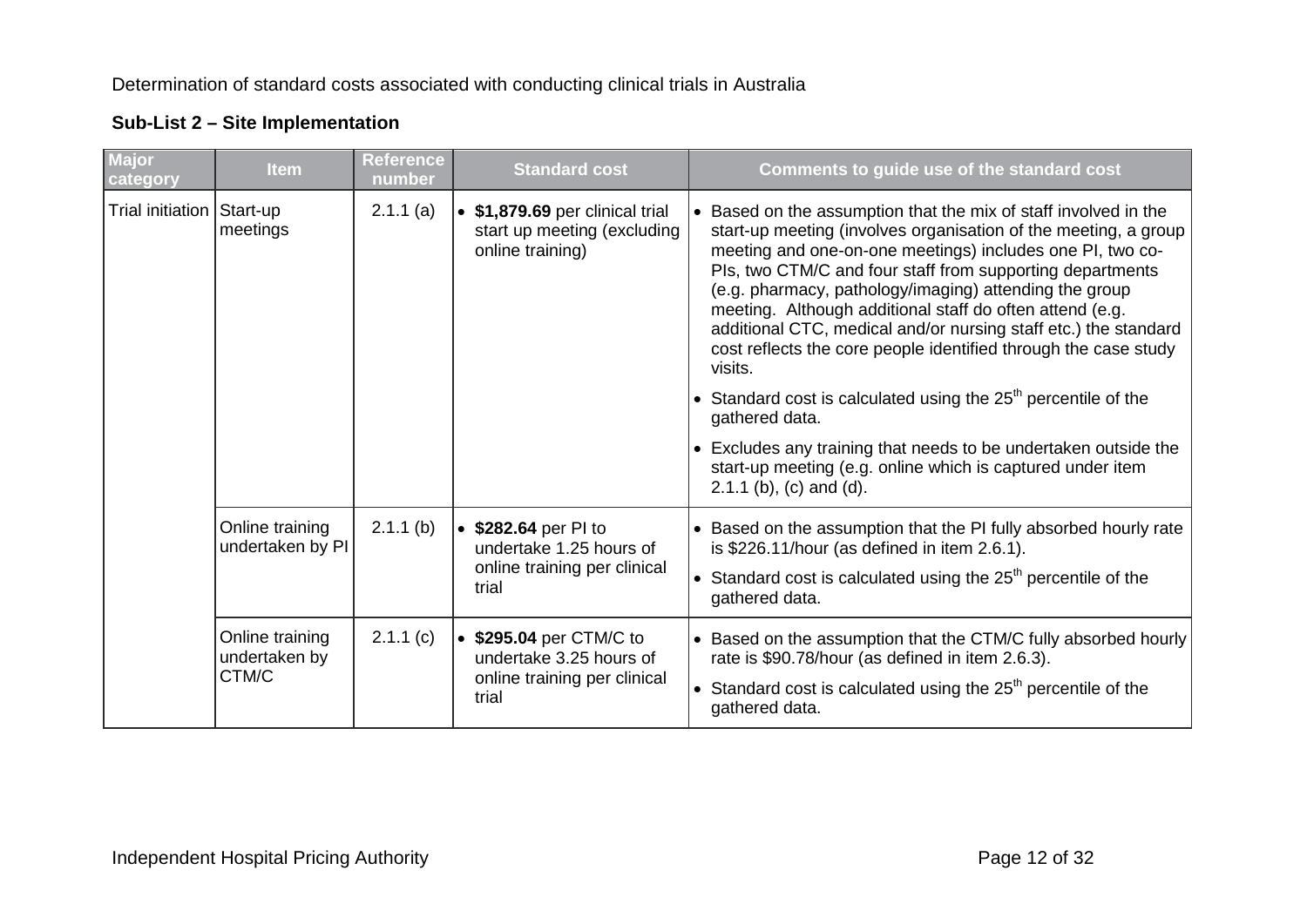Determination of standard costs associated with conducting clinical trials in Australia

### Sub-List 2 – Site Implementation

| Major category | Item | Reference number | Standard cost | Comments to guide use of the standard cost |
|---|---|---|---|---|
| Trial initiation | Start-up meetings | 2.1.1 (a) | • **$1,879.69** per clinical trial start up meeting (excluding online training) | • Based on the assumption that the mix of staff involved in the start-up meeting (involves organisation of the meeting, a group meeting and one-on-one meetings) includes one PI, two co-PIs, two CTM/C and four staff from supporting departments (e.g. pharmacy, pathology/imaging) attending the group meeting. Although additional staff do often attend (e.g. additional CTC, medical and/or nursing staff etc.) the standard cost reflects the core people identified through the case study visits. <br> • Standard cost is calculated using the 25th percentile of the gathered data. <br> • Excludes any training that needs to be undertaken outside the start-up meeting (e.g. online which is captured under item 2.1.1 (b), (c) and (d). |
| | Online training undertaken by PI | 2.1.1 (b) | • **$282.64** per PI to undertake 1.25 hours of online training per clinical trial | • Based on the assumption that the PI fully absorbed hourly rate is $226.11/hour (as defined in item 2.6.1). <br> • Standard cost is calculated using the 25th percentile of the gathered data. |
| | Online training undertaken by CTM/C | 2.1.1 (c) | • **$295.04** per CTM/C to undertake 3.25 hours of online training per clinical trial | • Based on the assumption that the CTM/C fully absorbed hourly rate is $90.78/hour (as defined in item 2.6.3). <br> • Standard cost is calculated using the 25th percentile of the gathered data. |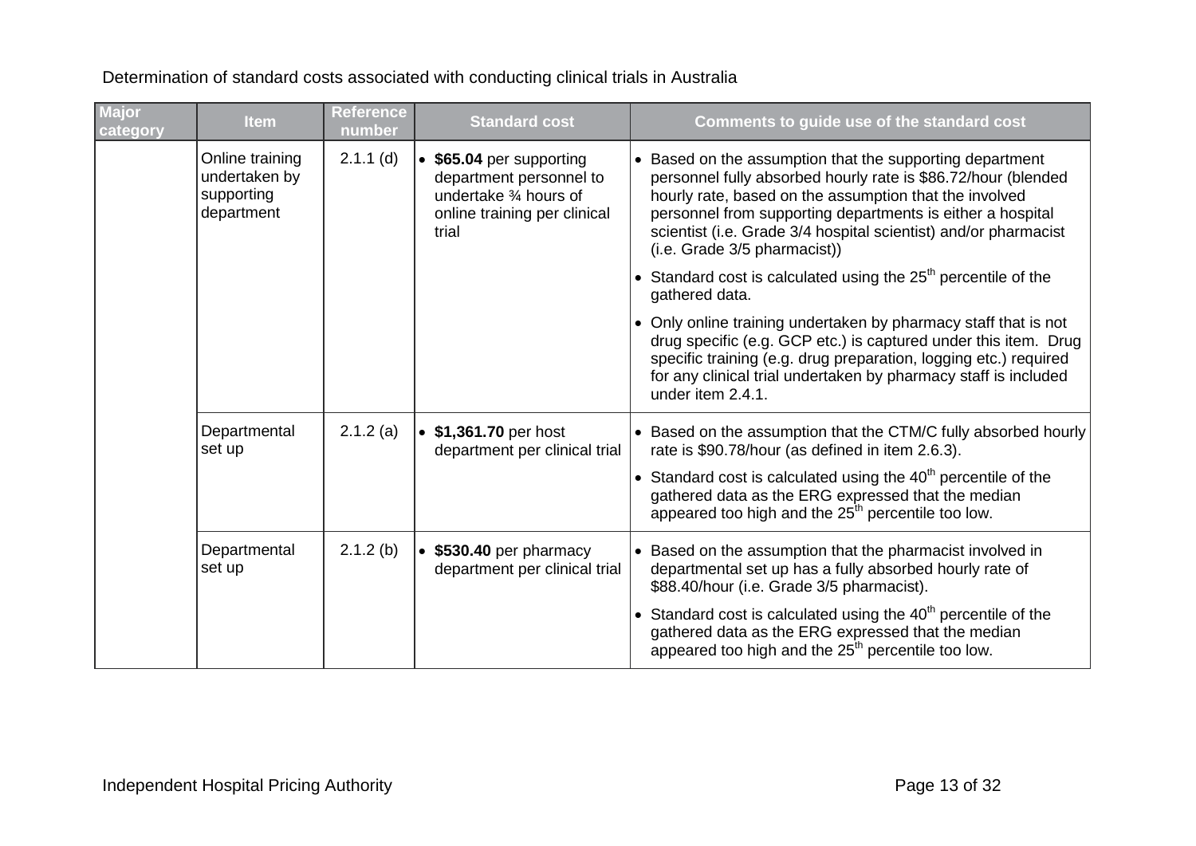Determination of standard costs associated with conducting clinical trials in Australia

| Major category | Item | Reference number | Standard cost | Comments to guide use of the standard cost |
|---|---|---|---|---|
| | Online training undertaken by supporting department | 2.1.1 (d) | • **\$65.04** per supporting department personnel to undertake ¾ hours of online training per clinical trial | • Based on the assumption that the supporting department personnel fully absorbed hourly rate is \$86.72/hour (blended hourly rate, based on the assumption that the involved personnel from supporting departments is either a hospital scientist (i.e. Grade 3/4 hospital scientist) and/or pharmacist (i.e. Grade 3/5 pharmacist))<br>• Standard cost is calculated using the 25th percentile of the gathered data.<br>• Only online training undertaken by pharmacy staff that is not drug specific (e.g. GCP etc.) is captured under this item. Drug specific training (e.g. drug preparation, logging etc.) required for any clinical trial undertaken by pharmacy staff is included under item 2.4.1. |
| | Departmental set up | 2.1.2 (a) | • **\$1,361.70** per host department per clinical trial | • Based on the assumption that the CTM/C fully absorbed hourly rate is \$90.78/hour (as defined in item 2.6.3).<br>• Standard cost is calculated using the 40th percentile of the gathered data as the ERG expressed that the median appeared too high and the 25th percentile too low. |
| | Departmental set up | 2.1.2 (b) | • **\$530.40** per pharmacy department per clinical trial | • Based on the assumption that the pharmacist involved in departmental set up has a fully absorbed hourly rate of \$88.40/hour (i.e. Grade 3/5 pharmacist).<br>• Standard cost is calculated using the 40th percentile of the gathered data as the ERG expressed that the median appeared too high and the 25th percentile too low. |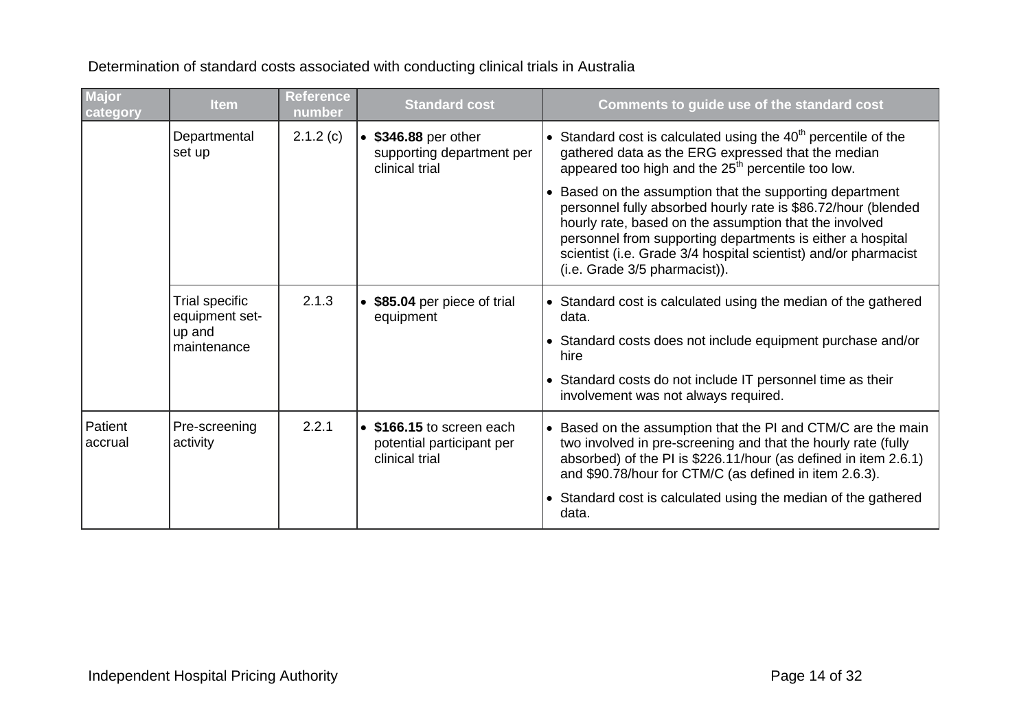Determination of standard costs associated with conducting clinical trials in Australia

| Major category | Item | Reference number | Standard cost | Comments to guide use of the standard cost |
|---|---|---|---|---|
| | Departmental set up | 2.1.2 (c) | • **$346.88** per other supporting department per clinical trial | • Standard cost is calculated using the 40th percentile of the gathered data as the ERG expressed that the median appeared too high and the 25th percentile too low.<br>• Based on the assumption that the supporting department personnel fully absorbed hourly rate is $86.72/hour (blended hourly rate, based on the assumption that the involved personnel from supporting departments is either a hospital scientist (i.e. Grade 3/4 hospital scientist) and/or pharmacist (i.e. Grade 3/5 pharmacist)). |
| | Trial specific equipment set-up and maintenance | 2.1.3 | • **$85.04** per piece of trial equipment | • Standard cost is calculated using the median of the gathered data.<br>• Standard costs does not include equipment purchase and/or hire<br>• Standard costs do not include IT personnel time as their involvement was not always required. |
| Patient accrual | Pre-screening activity | 2.2.1 | • **$166.15** to screen each potential participant per clinical trial | • Based on the assumption that the PI and CTM/C are the main two involved in pre-screening and that the hourly rate (fully absorbed) of the PI is $226.11/hour (as defined in item 2.6.1) and $90.78/hour for CTM/C (as defined in item 2.6.3).<br>• Standard cost is calculated using the median of the gathered data. |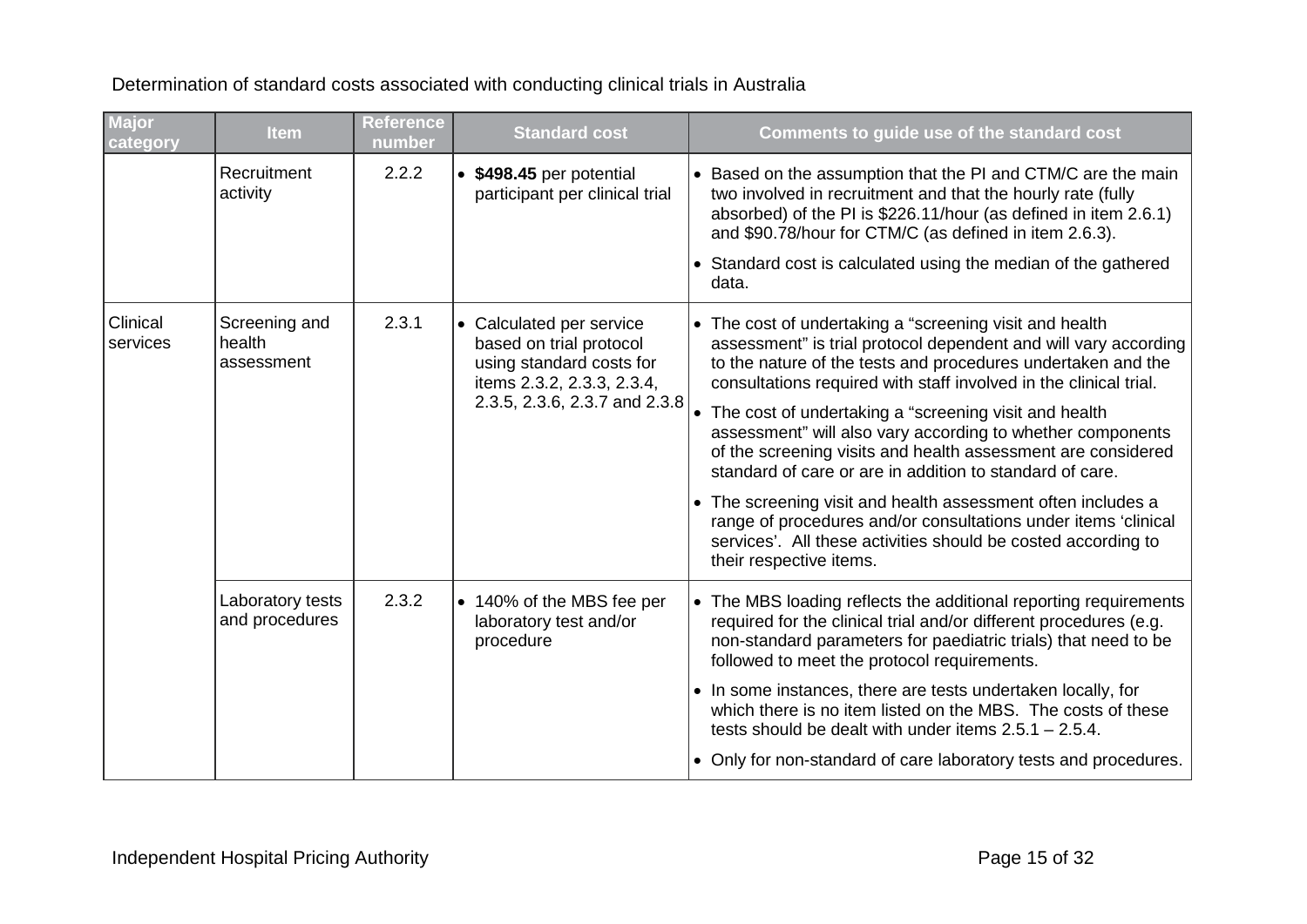Determination of standard costs associated with conducting clinical trials in Australia

| Major category | Item | Reference number | Standard cost | Comments to guide use of the standard cost |
|---|---|---|---|---|
| | Recruitment activity | 2.2.2 | • **$498.45** per potential participant per clinical trial | • Based on the assumption that the PI and CTM/C are the main two involved in recruitment and that the hourly rate (fully absorbed) of the PI is $226.11/hour (as defined in item 2.6.1) and $90.78/hour for CTM/C (as defined in item 2.6.3).<br>• Standard cost is calculated using the median of the gathered data. |
| Clinical services | Screening and health assessment | 2.3.1 | • Calculated per service based on trial protocol using standard costs for items 2.3.2, 2.3.3, 2.3.4, 2.3.5, 2.3.6, 2.3.7 and 2.3.8 | • The cost of undertaking a "screening visit and health assessment" is trial protocol dependent and will vary according to the nature of the tests and procedures undertaken and the consultations required with staff involved in the clinical trial.<br>• The cost of undertaking a "screening visit and health assessment" will also vary according to whether components of the screening visits and health assessment are considered standard of care or are in addition to standard of care.<br>• The screening visit and health assessment often includes a range of procedures and/or consultations under items 'clinical services'. All these activities should be costed according to their respective items. |
| | Laboratory tests and procedures | 2.3.2 | • 140% of the MBS fee per laboratory test and/or procedure | • The MBS loading reflects the additional reporting requirements required for the clinical trial and/or different procedures (e.g. non-standard parameters for paediatric trials) that need to be followed to meet the protocol requirements.<br>• In some instances, there are tests undertaken locally, for which there is no item listed on the MBS. The costs of these tests should be dealt with under items 2.5.1 – 2.5.4.<br>• Only for non-standard of care laboratory tests and procedures. |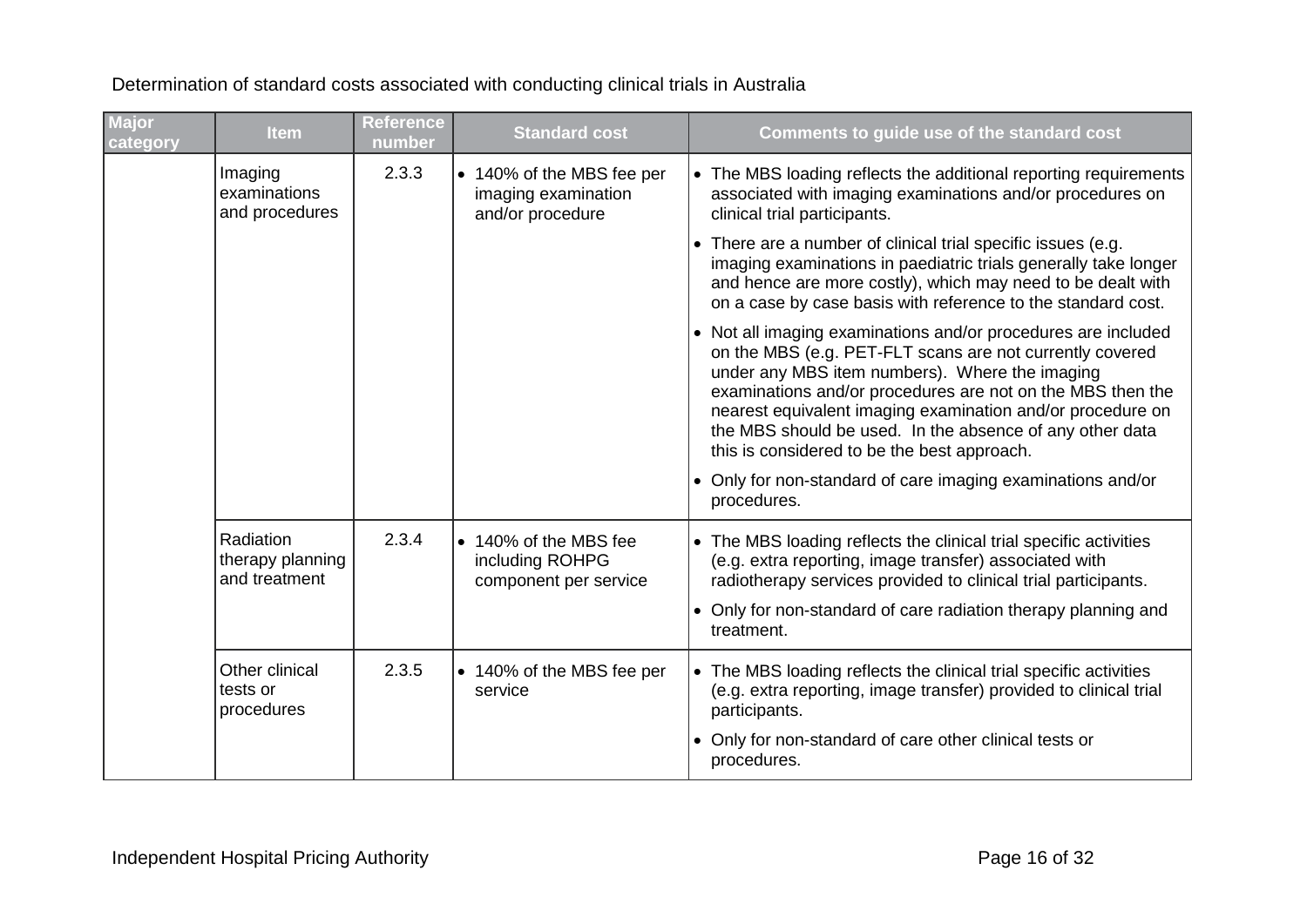Determination of standard costs associated with conducting clinical trials in Australia

| Major category | Item | Reference number | Standard cost | Comments to guide use of the standard cost |
|---|---|---|---|---|
| | Imaging examinations and procedures | 2.3.3 | • 140% of the MBS fee per imaging examination and/or procedure | • The MBS loading reflects the additional reporting requirements associated with imaging examinations and/or procedures on clinical trial participants.<br>• There are a number of clinical trial specific issues (e.g. imaging examinations in paediatric trials generally take longer and hence are more costly), which may need to be dealt with on a case by case basis with reference to the standard cost.<br>• Not all imaging examinations and/or procedures are included on the MBS (e.g. PET-FLT scans are not currently covered under any MBS item numbers). Where the imaging examinations and/or procedures are not on the MBS then the nearest equivalent imaging examination and/or procedure on the MBS should be used. In the absence of any other data this is considered to be the best approach.<br>• Only for non-standard of care imaging examinations and/or procedures. |
| | Radiation therapy planning and treatment | 2.3.4 | • 140% of the MBS fee including ROHPG component per service | • The MBS loading reflects the clinical trial specific activities (e.g. extra reporting, image transfer) associated with radiotherapy services provided to clinical trial participants.<br>• Only for non-standard of care radiation therapy planning and treatment. |
| | Other clinical tests or procedures | 2.3.5 | • 140% of the MBS fee per service | • The MBS loading reflects the clinical trial specific activities (e.g. extra reporting, image transfer) provided to clinical trial participants.<br>• Only for non-standard of care other clinical tests or procedures. |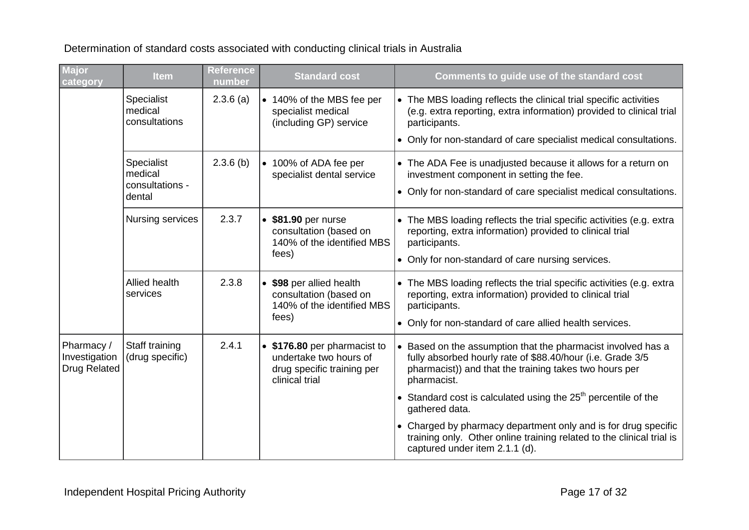Determination of standard costs associated with conducting clinical trials in Australia

| Major category | Item | Reference number | Standard cost | Comments to guide use of the standard cost |
|---|---|---|---|---|
| | Specialist medical consultations | 2.3.6 (a) | • 140% of the MBS fee per specialist medical (including GP) service | • The MBS loading reflects the clinical trial specific activities (e.g. extra reporting, extra information) provided to clinical trial participants. <br> • Only for non-standard of care specialist medical consultations. |
| | Specialist medical consultations - dental | 2.3.6 (b) | • 100% of ADA fee per specialist dental service | • The ADA Fee is unadjusted because it allows for a return on investment component in setting the fee. <br> • Only for non-standard of care specialist medical consultations. |
| | Nursing services | 2.3.7 | • **$81.90** per nurse consultation (based on 140% of the identified MBS fees) | • The MBS loading reflects the trial specific activities (e.g. extra reporting, extra information) provided to clinical trial participants. <br> • Only for non-standard of care nursing services. |
| | Allied health services | 2.3.8 | • **$98** per allied health consultation (based on 140% of the identified MBS fees) | • The MBS loading reflects the trial specific activities (e.g. extra reporting, extra information) provided to clinical trial participants. <br> • Only for non-standard of care allied health services. |
| Pharmacy / Investigation Drug Related | Staff training (drug specific) | 2.4.1 | • **$176.80** per pharmacist to undertake two hours of drug specific training per clinical trial | • Based on the assumption that the pharmacist involved has a fully absorbed hourly rate of $88.40/hour (i.e. Grade 3/5 pharmacist)) and that the training takes two hours per pharmacist. <br> • Standard cost is calculated using the 25th percentile of the gathered data. <br> • Charged by pharmacy department only and is for drug specific training only. Other online training related to the clinical trial is captured under item 2.1.1 (d). |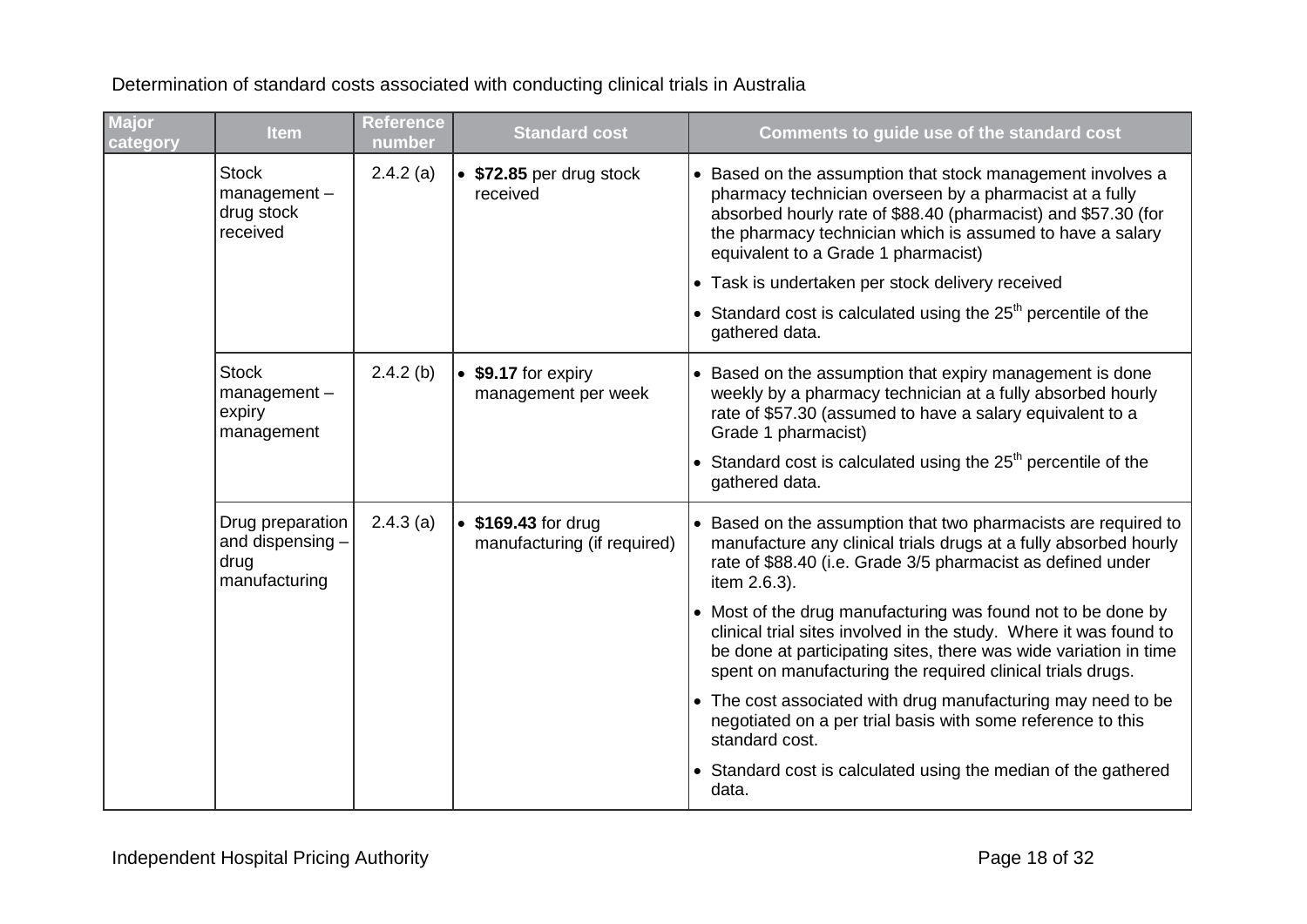Determination of standard costs associated with conducting clinical trials in Australia

| Major category | Item | Reference number | Standard cost | Comments to guide use of the standard cost |
|---|---|---|---|---|
| | Stock management – drug stock received | 2.4.2 (a) | • **$72.85** per drug stock received | • Based on the assumption that stock management involves a pharmacy technician overseen by a pharmacist at a fully absorbed hourly rate of $88.40 (pharmacist) and $57.30 (for the pharmacy technician which is assumed to have a salary equivalent to a Grade 1 pharmacist)<br>• Task is undertaken per stock delivery received<br>• Standard cost is calculated using the 25th percentile of the gathered data. |
| | Stock management – expiry management | 2.4.2 (b) | • **$9.17** for expiry management per week | • Based on the assumption that expiry management is done weekly by a pharmacy technician at a fully absorbed hourly rate of $57.30 (assumed to have a salary equivalent to a Grade 1 pharmacist)<br>• Standard cost is calculated using the 25th percentile of the gathered data. |
| | Drug preparation and dispensing – drug manufacturing | 2.4.3 (a) | • **$169.43** for drug manufacturing (if required) | • Based on the assumption that two pharmacists are required to manufacture any clinical trials drugs at a fully absorbed hourly rate of $88.40 (i.e. Grade 3/5 pharmacist as defined under item 2.6.3).<br>• Most of the drug manufacturing was found not to be done by clinical trial sites involved in the study. Where it was found to be done at participating sites, there was wide variation in time spent on manufacturing the required clinical trials drugs.<br>• The cost associated with drug manufacturing may need to be negotiated on a per trial basis with some reference to this standard cost.<br>• Standard cost is calculated using the median of the gathered data. |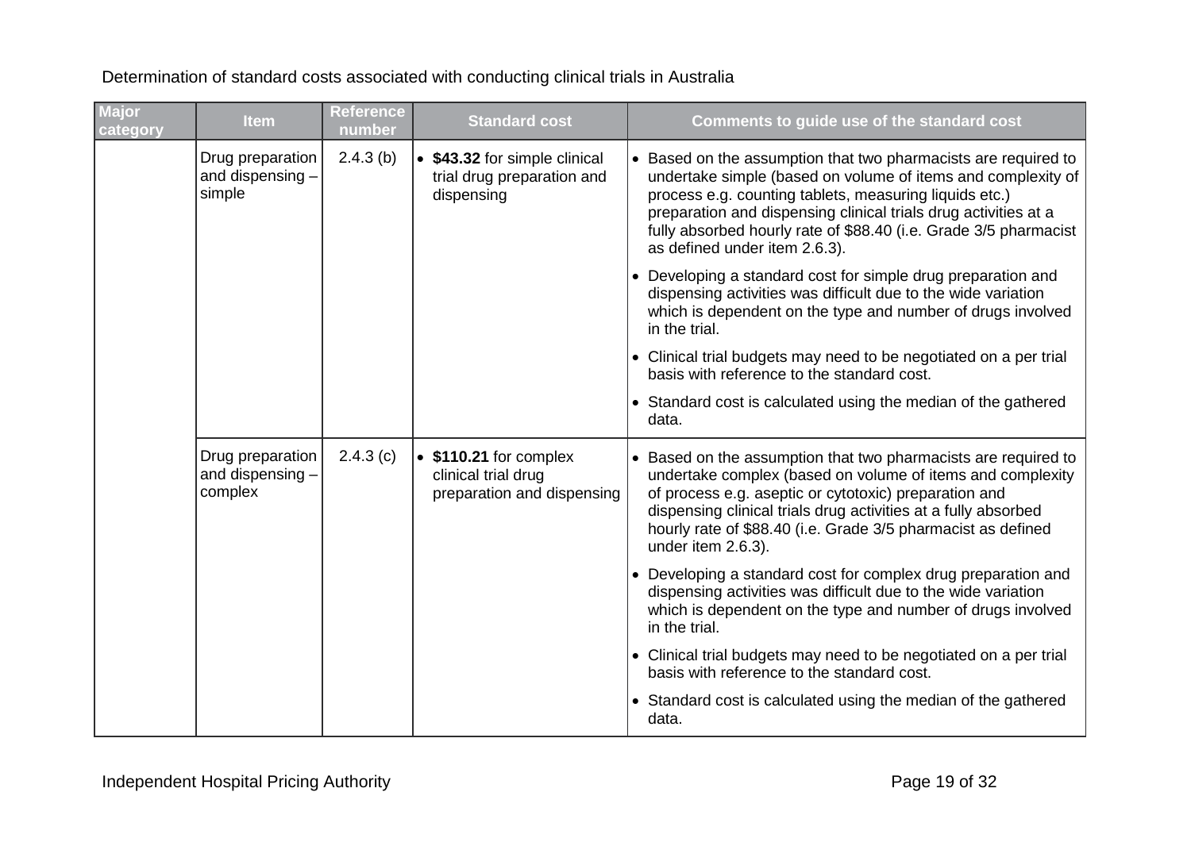Determination of standard costs associated with conducting clinical trials in Australia

| Major category | Item | Reference number | Standard cost | Comments to guide use of the standard cost |
|---|---|---|---|---|
| | Drug preparation and dispensing – simple | 2.4.3 (b) | • **$43.32** for simple clinical trial drug preparation and dispensing | • Based on the assumption that two pharmacists are required to undertake simple (based on volume of items and complexity of process e.g. counting tablets, measuring liquids etc.) preparation and dispensing clinical trials drug activities at a fully absorbed hourly rate of $88.40 (i.e. Grade 3/5 pharmacist as defined under item 2.6.3).<br>• Developing a standard cost for simple drug preparation and dispensing activities was difficult due to the wide variation which is dependent on the type and number of drugs involved in the trial.<br>• Clinical trial budgets may need to be negotiated on a per trial basis with reference to the standard cost.<br>• Standard cost is calculated using the median of the gathered data. |
| | Drug preparation and dispensing – complex | 2.4.3 (c) | • **$110.21** for complex clinical trial drug preparation and dispensing | • Based on the assumption that two pharmacists are required to undertake complex (based on volume of items and complexity of process e.g. aseptic or cytotoxic) preparation and dispensing clinical trials drug activities at a fully absorbed hourly rate of $88.40 (i.e. Grade 3/5 pharmacist as defined under item 2.6.3).<br>• Developing a standard cost for complex drug preparation and dispensing activities was difficult due to the wide variation which is dependent on the type and number of drugs involved in the trial.<br>• Clinical trial budgets may need to be negotiated on a per trial basis with reference to the standard cost.<br>• Standard cost is calculated using the median of the gathered data. |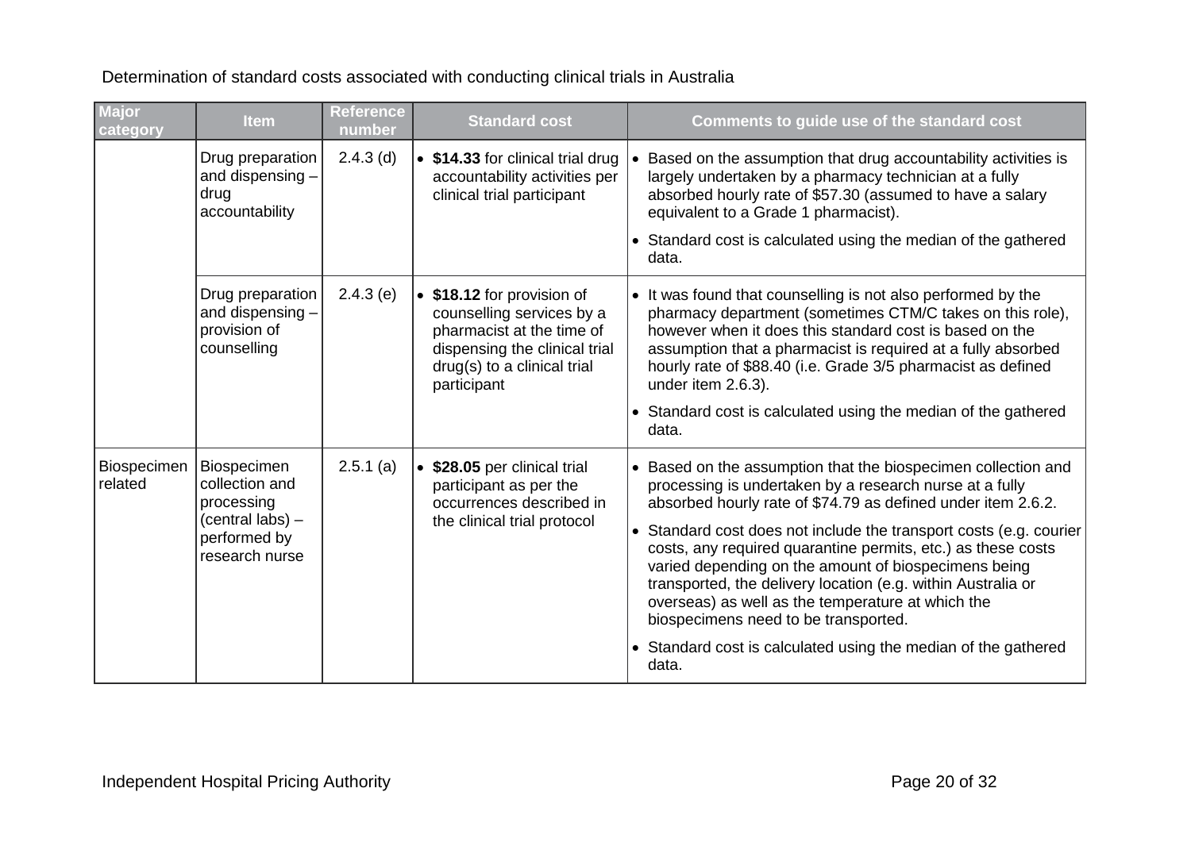Determination of standard costs associated with conducting clinical trials in Australia

| Major category | Item | Reference number | Standard cost | Comments to guide use of the standard cost |
|---|---|---|---|---|
| | Drug preparation and dispensing – drug accountability | 2.4.3 (d) | • **$14.33** for clinical trial drug accountability activities per clinical trial participant | • Based on the assumption that drug accountability activities is largely undertaken by a pharmacy technician at a fully absorbed hourly rate of $57.30 (assumed to have a salary equivalent to a Grade 1 pharmacist). <br> • Standard cost is calculated using the median of the gathered data. |
| | Drug preparation and dispensing – provision of counselling | 2.4.3 (e) | • **$18.12** for provision of counselling services by a pharmacist at the time of dispensing the clinical trial drug(s) to a clinical trial participant | • It was found that counselling is not also performed by the pharmacy department (sometimes CTM/C takes on this role), however when it does this standard cost is based on the assumption that a pharmacist is required at a fully absorbed hourly rate of $88.40 (i.e. Grade 3/5 pharmacist as defined under item 2.6.3). <br> • Standard cost is calculated using the median of the gathered data. |
| Biospecimen related | Biospecimen collection and processing (central labs) – performed by research nurse | 2.5.1 (a) | • **$28.05** per clinical trial participant as per the occurrences described in the clinical trial protocol | • Based on the assumption that the biospecimen collection and processing is undertaken by a research nurse at a fully absorbed hourly rate of $74.79 as defined under item 2.6.2. <br> • Standard cost does not include the transport costs (e.g. courier costs, any required quarantine permits, etc.) as these costs varied depending on the amount of biospecimens being transported, the delivery location (e.g. within Australia or overseas) as well as the temperature at which the biospecimens need to be transported. <br> • Standard cost is calculated using the median of the gathered data. |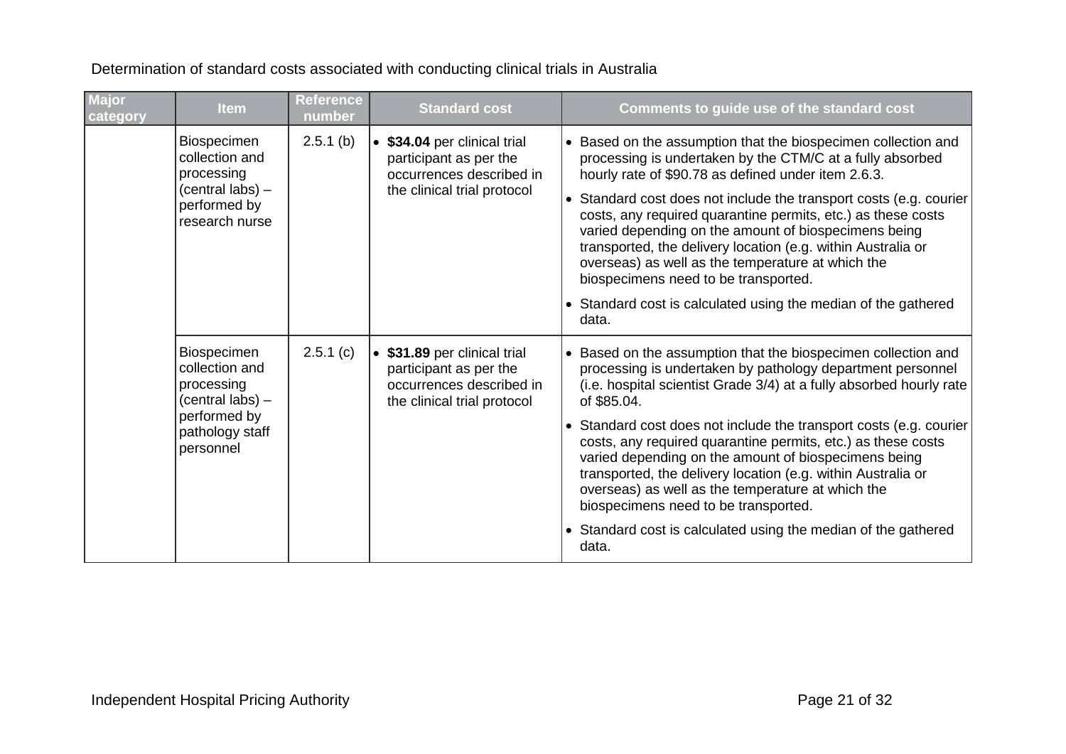Determination of standard costs associated with conducting clinical trials in Australia

| Major category | Item | Reference number | Standard cost | Comments to guide use of the standard cost |
|---|---|---|---|---|
| | Biospecimen collection and processing (central labs) – performed by research nurse | 2.5.1 (b) | • **$34.04** per clinical trial participant as per the occurrences described in the clinical trial protocol | • Based on the assumption that the biospecimen collection and processing is undertaken by the CTM/C at a fully absorbed hourly rate of $90.78 as defined under item 2.6.3. <br> • Standard cost does not include the transport costs (e.g. courier costs, any required quarantine permits, etc.) as these costs varied depending on the amount of biospecimens being transported, the delivery location (e.g. within Australia or overseas) as well as the temperature at which the biospecimens need to be transported. <br> • Standard cost is calculated using the median of the gathered data. |
| | Biospecimen collection and processing (central labs) – performed by pathology staff personnel | 2.5.1 (c) | • **$31.89** per clinical trial participant as per the occurrences described in the clinical trial protocol | • Based on the assumption that the biospecimen collection and processing is undertaken by pathology department personnel (i.e. hospital scientist Grade 3/4) at a fully absorbed hourly rate of $85.04. <br> • Standard cost does not include the transport costs (e.g. courier costs, any required quarantine permits, etc.) as these costs varied depending on the amount of biospecimens being transported, the delivery location (e.g. within Australia or overseas) as well as the temperature at which the biospecimens need to be transported. <br> • Standard cost is calculated using the median of the gathered data. |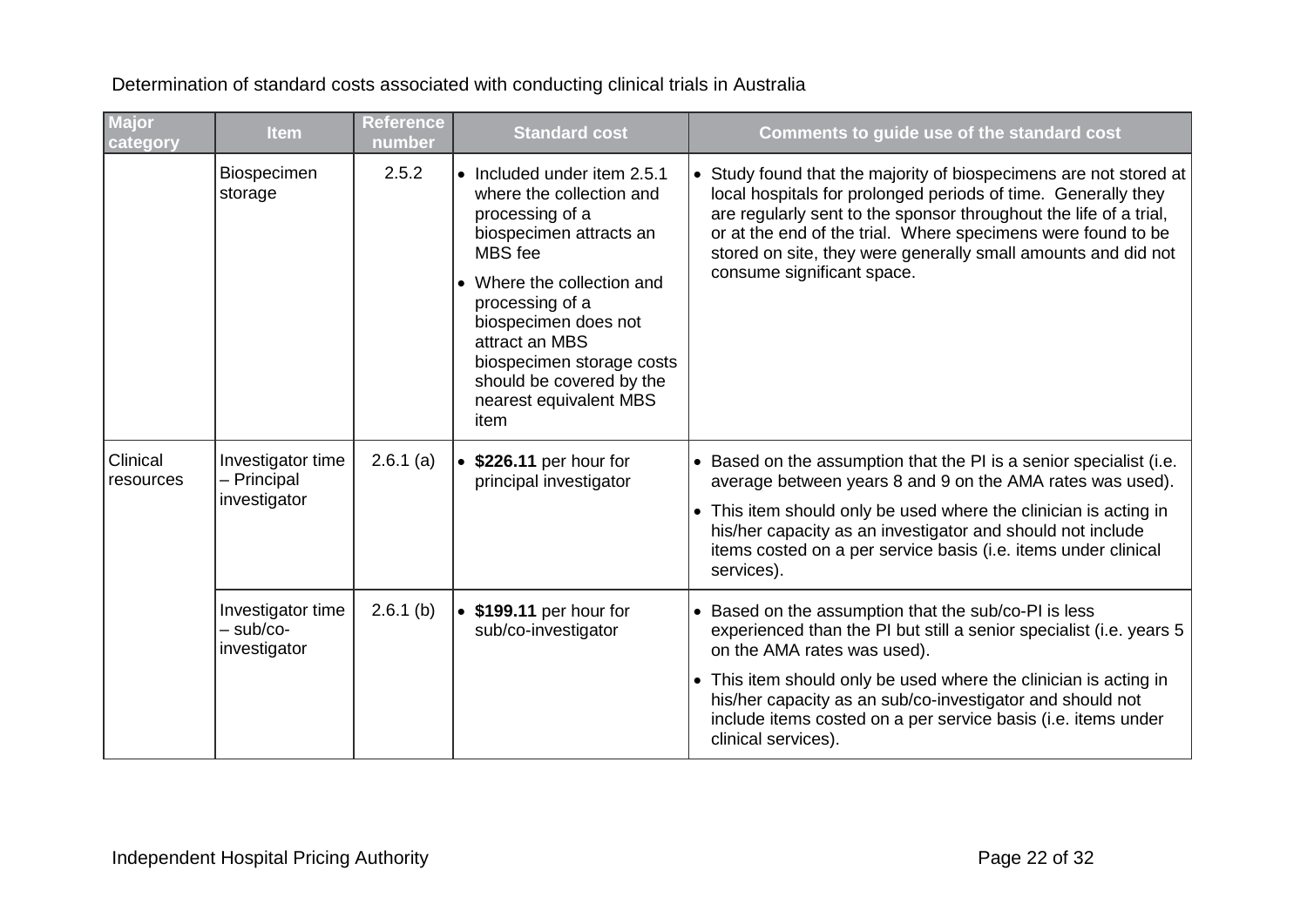Determination of standard costs associated with conducting clinical trials in Australia

| Major category | Item | Reference number | Standard cost | Comments to guide use of the standard cost |
|---|---|---|---|---|
| | Biospecimen storage | 2.5.2 | • Included under item 2.5.1 where the collection and processing of a biospecimen attracts an MBS fee<br>• Where the collection and processing of a biospecimen does not attract an MBS biospecimen storage costs should be covered by the nearest equivalent MBS item | • Study found that the majority of biospecimens are not stored at local hospitals for prolonged periods of time. Generally they are regularly sent to the sponsor throughout the life of a trial, or at the end of the trial. Where specimens were found to be stored on site, they were generally small amounts and did not consume significant space. |
| Clinical resources | Investigator time – Principal investigator | 2.6.1 (a) | • **$226.11** per hour for principal investigator | • Based on the assumption that the PI is a senior specialist (i.e. average between years 8 and 9 on the AMA rates was used).<br>• This item should only be used where the clinician is acting in his/her capacity as an investigator and should not include items costed on a per service basis (i.e. items under clinical services). |
| | Investigator time – sub/co-investigator | 2.6.1 (b) | • **$199.11** per hour for sub/co-investigator | • Based on the assumption that the sub/co-PI is less experienced than the PI but still a senior specialist (i.e. years 5 on the AMA rates was used).<br>• This item should only be used where the clinician is acting in his/her capacity as an sub/co-investigator and should not include items costed on a per service basis (i.e. items under clinical services). |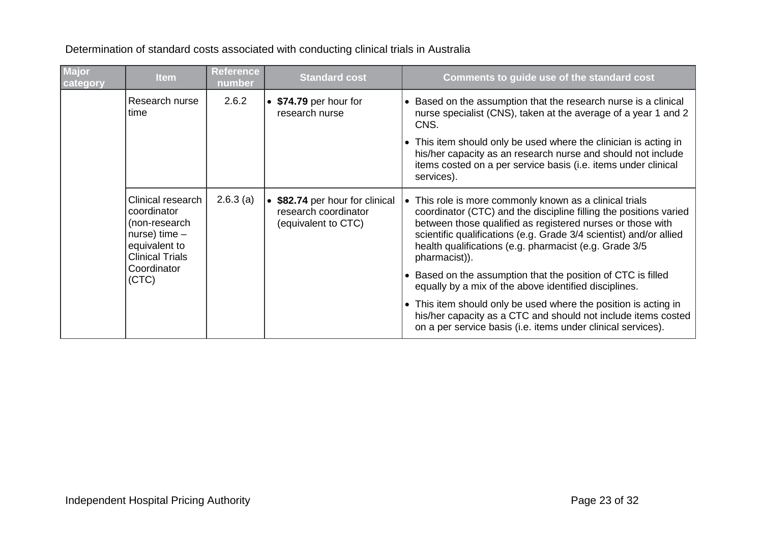Determination of standard costs associated with conducting clinical trials in Australia

| Major category | Item | Reference number | Standard cost | Comments to guide use of the standard cost |
|---|---|---|---|---|
| | Research nurse time | 2.6.2 | • **$74.79** per hour for research nurse | • Based on the assumption that the research nurse is a clinical nurse specialist (CNS), taken at the average of a year 1 and 2 CNS.<br>• This item should only be used where the clinician is acting in his/her capacity as an research nurse and should not include items costed on a per service basis (i.e. items under clinical services). |
| | Clinical research coordinator (non-research nurse) time – equivalent to Clinical Trials Coordinator (CTC) | 2.6.3 (a) | • **$82.74** per hour for clinical research coordinator (equivalent to CTC) | • This role is more commonly known as a clinical trials coordinator (CTC) and the discipline filling the positions varied between those qualified as registered nurses or those with scientific qualifications (e.g. Grade 3/4 scientist) and/or allied health qualifications (e.g. pharmacist (e.g. Grade 3/5 pharmacist)).<br>• Based on the assumption that the position of CTC is filled equally by a mix of the above identified disciplines.<br>• This item should only be used where the position is acting in his/her capacity as a CTC and should not include items costed on a per service basis (i.e. items under clinical services). |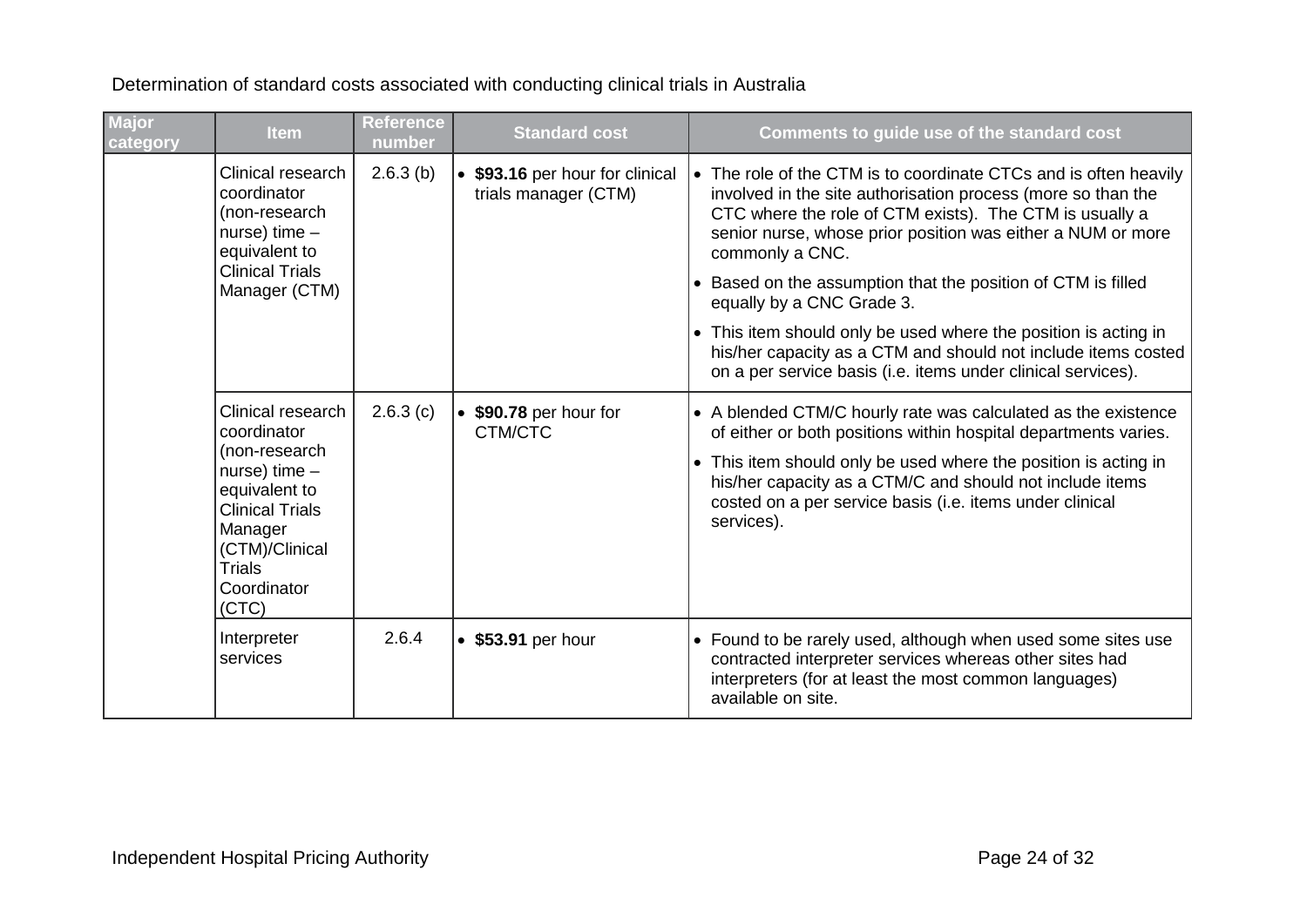Determination of standard costs associated with conducting clinical trials in Australia

| Major category | Item | Reference number | Standard cost | Comments to guide use of the standard cost |
|---|---|---|---|---|
| | Clinical research coordinator (non-research nurse) time – equivalent to Clinical Trials Manager (CTM) | 2.6.3 (b) | • **$93.16** per hour for clinical trials manager (CTM) | • The role of the CTM is to coordinate CTCs and is often heavily involved in the site authorisation process (more so than the CTC where the role of CTM exists). The CTM is usually a senior nurse, whose prior position was either a NUM or more commonly a CNC.<br>• Based on the assumption that the position of CTM is filled equally by a CNC Grade 3.<br>• This item should only be used where the position is acting in his/her capacity as a CTM and should not include items costed on a per service basis (i.e. items under clinical services). |
| | Clinical research coordinator (non-research nurse) time – equivalent to Clinical Trials Manager (CTM)/Clinical Trials Coordinator (CTC) | 2.6.3 (c) | • **$90.78** per hour for CTM/CTC | • A blended CTM/C hourly rate was calculated as the existence of either or both positions within hospital departments varies.<br>• This item should only be used where the position is acting in his/her capacity as a CTM/C and should not include items costed on a per service basis (i.e. items under clinical services). |
| | Interpreter services | 2.6.4 | • **$53.91** per hour | • Found to be rarely used, although when used some sites use contracted interpreter services whereas other sites had interpreters (for at least the most common languages) available on site. |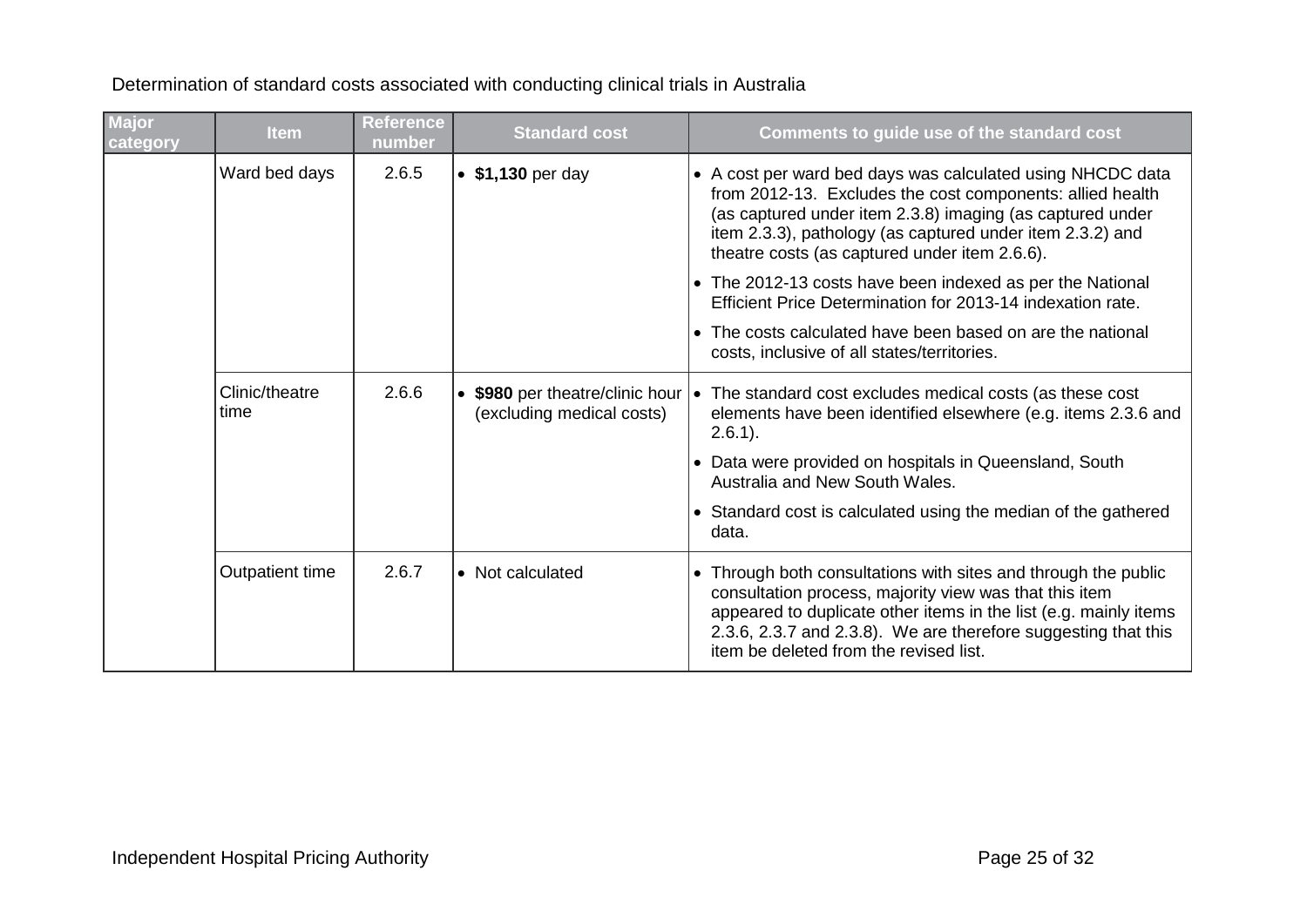Determination of standard costs associated with conducting clinical trials in Australia

| Major category | Item | Reference number | Standard cost | Comments to guide use of the standard cost |
|---|---|---|---|---|
| | Ward bed days | 2.6.5 | • **$1,130** per day | • A cost per ward bed days was calculated using NHCDC data from 2012-13. Excludes the cost components: allied health (as captured under item 2.3.8) imaging (as captured under item 2.3.3), pathology (as captured under item 2.3.2) and theatre costs (as captured under item 2.6.6).<br>• The 2012-13 costs have been indexed as per the National Efficient Price Determination for 2013-14 indexation rate.<br>• The costs calculated have been based on are the national costs, inclusive of all states/territories. |
| | Clinic/theatre time | 2.6.6 | • **$980** per theatre/clinic hour (excluding medical costs) | • The standard cost excludes medical costs (as these cost elements have been identified elsewhere (e.g. items 2.3.6 and 2.6.1).<br>• Data were provided on hospitals in Queensland, South Australia and New South Wales.<br>• Standard cost is calculated using the median of the gathered data. |
| | Outpatient time | 2.6.7 | • Not calculated | • Through both consultations with sites and through the public consultation process, majority view was that this item appeared to duplicate other items in the list (e.g. mainly items 2.3.6, 2.3.7 and 2.3.8). We are therefore suggesting that this item be deleted from the revised list. |

Independent Hospital Pricing Authority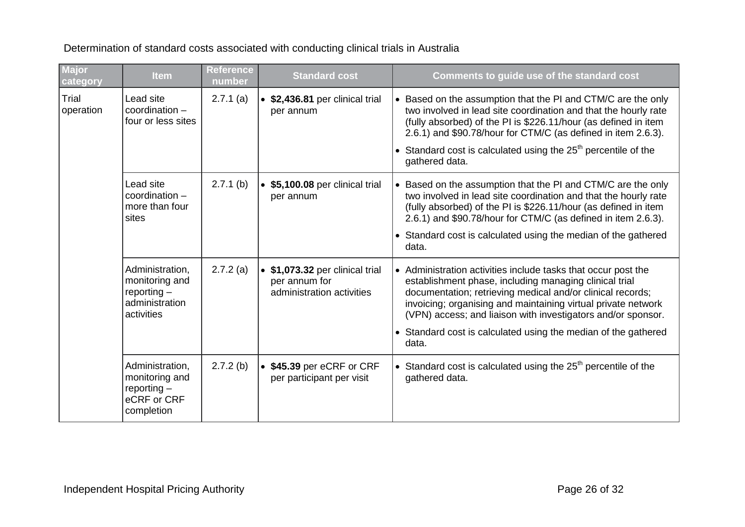Determination of standard costs associated with conducting clinical trials in Australia

| Major category | Item | Reference number | Standard cost | Comments to guide use of the standard cost |
|---|---|---|---|---|
| Trial operation | Lead site coordination – four or less sites | 2.7.1 (a) | • **$2,436.81** per clinical trial per annum | • Based on the assumption that the PI and CTM/C are the only two involved in lead site coordination and that the hourly rate (fully absorbed) of the PI is $226.11/hour (as defined in item 2.6.1) and $90.78/hour for CTM/C (as defined in item 2.6.3).<br>• Standard cost is calculated using the 25th percentile of the gathered data. |
| | Lead site coordination – more than four sites | 2.7.1 (b) | • **$5,100.08** per clinical trial per annum | • Based on the assumption that the PI and CTM/C are the only two involved in lead site coordination and that the hourly rate (fully absorbed) of the PI is $226.11/hour (as defined in item 2.6.1) and $90.78/hour for CTM/C (as defined in item 2.6.3).<br>• Standard cost is calculated using the median of the gathered data. |
| | Administration, monitoring and reporting – administration activities | 2.7.2 (a) | • **$1,073.32** per clinical trial per annum for administration activities | • Administration activities include tasks that occur post the establishment phase, including managing clinical trial documentation; retrieving medical and/or clinical records; invoicing; organising and maintaining virtual private network (VPN) access; and liaison with investigators and/or sponsor.<br>• Standard cost is calculated using the median of the gathered data. |
| | Administration, monitoring and reporting – eCRF or CRF completion | 2.7.2 (b) | • **$45.39** per eCRF or CRF per participant per visit | • Standard cost is calculated using the 25th percentile of the gathered data. |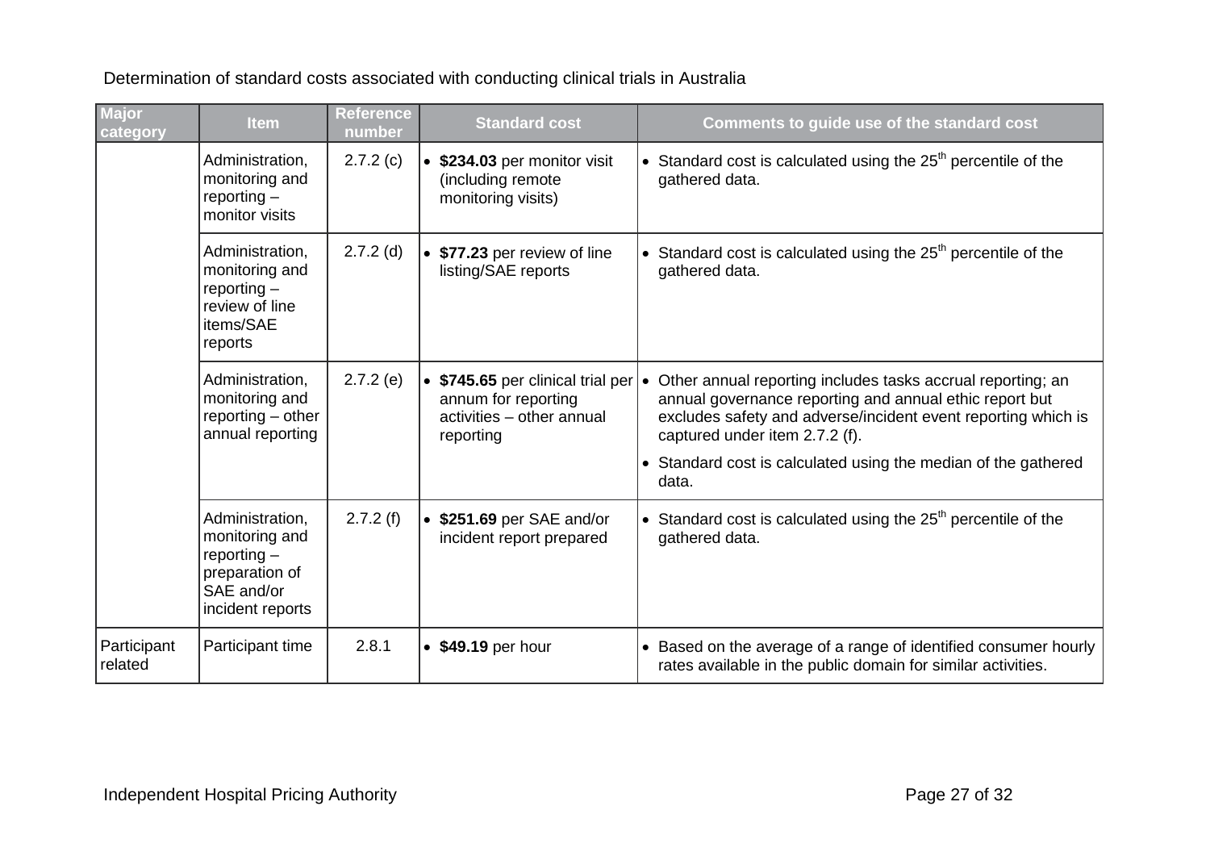Determination of standard costs associated with conducting clinical trials in Australia

| Major category | Item | Reference number | Standard cost | Comments to guide use of the standard cost |
|---|---|---|---|---|
| | Administration, monitoring and reporting – monitor visits | 2.7.2 (c) | • **$234.03** per monitor visit (including remote monitoring visits) | • Standard cost is calculated using the 25th percentile of the gathered data. |
| | Administration, monitoring and reporting – review of line items/SAE reports | 2.7.2 (d) | • **$77.23** per review of line listing/SAE reports | • Standard cost is calculated using the 25th percentile of the gathered data. |
| | Administration, monitoring and reporting – other annual reporting | 2.7.2 (e) | • **$745.65** per clinical trial per annum for reporting activities – other annual reporting | • Other annual reporting includes tasks accrual reporting; an annual governance reporting and annual ethic report but excludes safety and adverse/incident event reporting which is captured under item 2.7.2 (f). <br> • Standard cost is calculated using the median of the gathered data. |
| | Administration, monitoring and reporting – preparation of SAE and/or incident reports | 2.7.2 (f) | • **$251.69** per SAE and/or incident report prepared | • Standard cost is calculated using the 25th percentile of the gathered data. |
| Participant related | Participant time | 2.8.1 | • **$49.19** per hour | • Based on the average of a range of identified consumer hourly rates available in the public domain for similar activities. |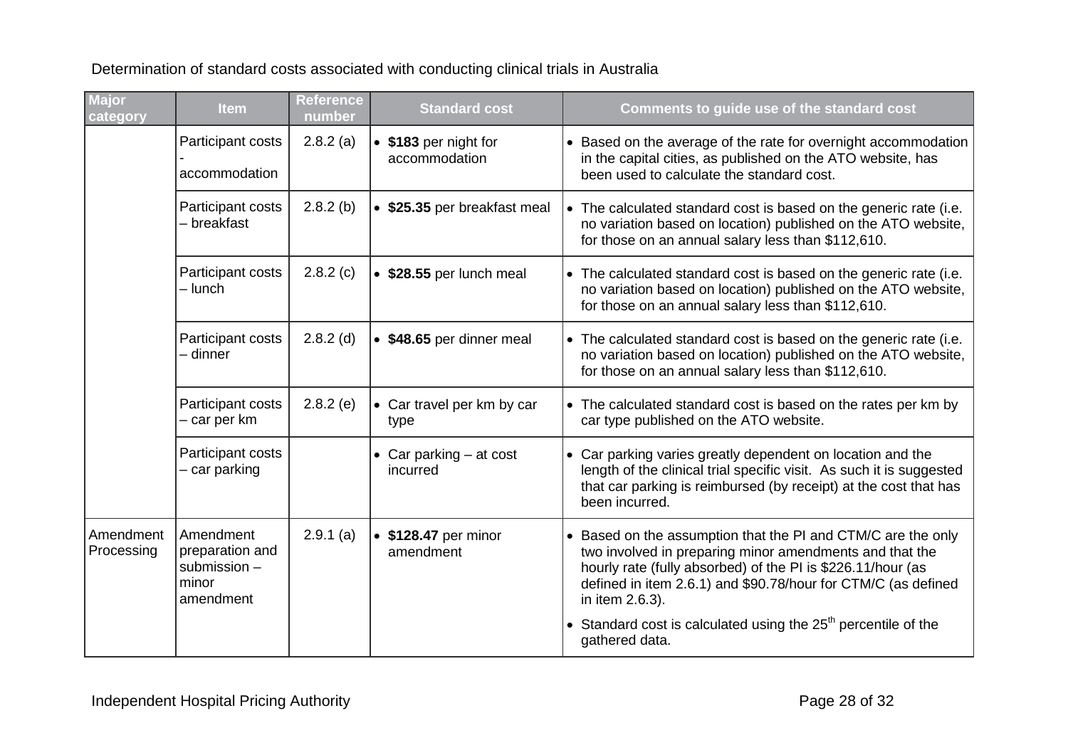Determination of standard costs associated with conducting clinical trials in Australia

| Major category | Item | Reference number | Standard cost | Comments to guide use of the standard cost |
|---|---|---|---|---|
| | Participant costs - accommodation | 2.8.2 (a) | • **$183** per night for accommodation | • Based on the average of the rate for overnight accommodation in the capital cities, as published on the ATO website, has been used to calculate the standard cost. |
| | Participant costs – breakfast | 2.8.2 (b) | • **$25.35** per breakfast meal | • The calculated standard cost is based on the generic rate (i.e. no variation based on location) published on the ATO website, for those on an annual salary less than $112,610. |
| | Participant costs – lunch | 2.8.2 (c) | • **$28.55** per lunch meal | • The calculated standard cost is based on the generic rate (i.e. no variation based on location) published on the ATO website, for those on an annual salary less than $112,610. |
| | Participant costs – dinner | 2.8.2 (d) | • **$48.65** per dinner meal | • The calculated standard cost is based on the generic rate (i.e. no variation based on location) published on the ATO website, for those on an annual salary less than $112,610. |
| | Participant costs – car per km | 2.8.2 (e) | • Car travel per km by car type | • The calculated standard cost is based on the rates per km by car type published on the ATO website. |
| | Participant costs – car parking | | • Car parking – at cost incurred | • Car parking varies greatly dependent on location and the length of the clinical trial specific visit. As such it is suggested that car parking is reimbursed (by receipt) at the cost that has been incurred. |
| Amendment Processing | Amendment preparation and submission – minor amendment | 2.9.1 (a) | • **$128.47** per minor amendment | • Based on the assumption that the PI and CTM/C are the only two involved in preparing minor amendments and that the hourly rate (fully absorbed) of the PI is $226.11/hour (as defined in item 2.6.1) and $90.78/hour for CTM/C (as defined in item 2.6.3).<br>• Standard cost is calculated using the 25th percentile of the gathered data. |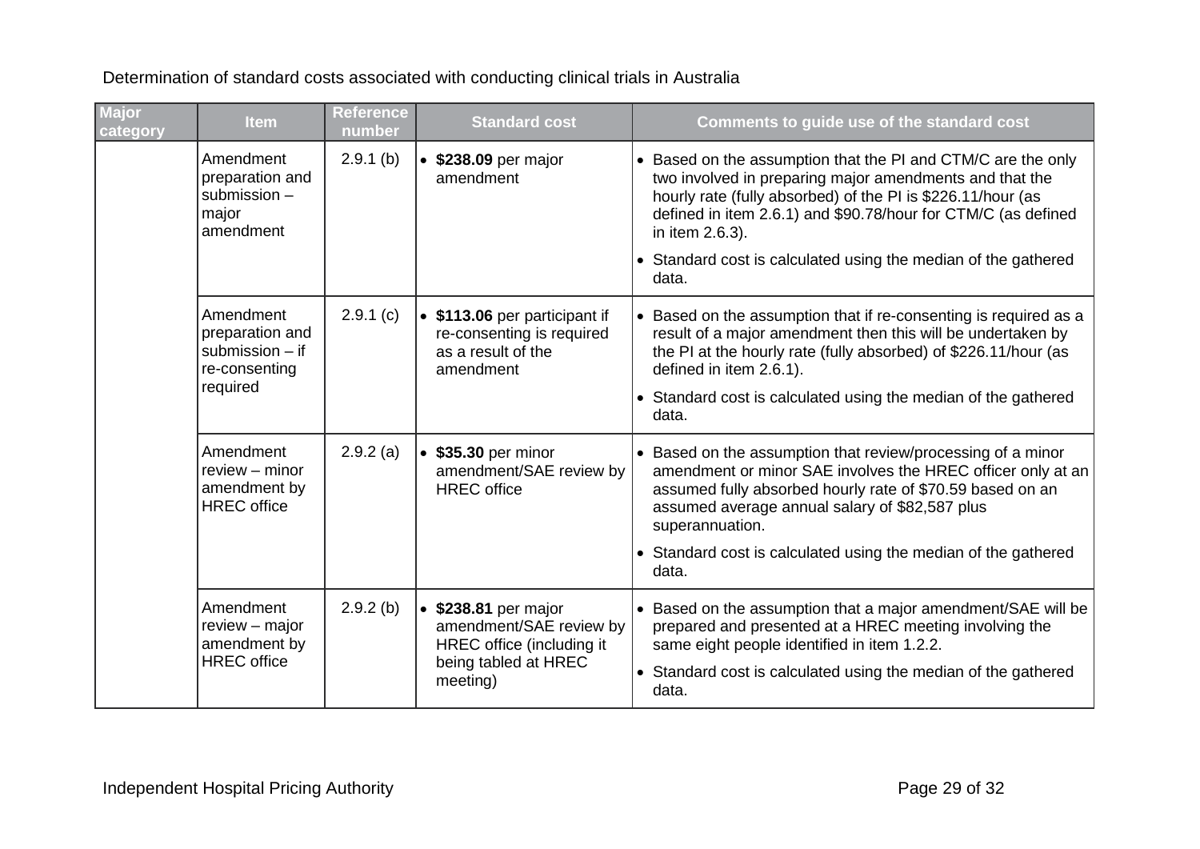Determination of standard costs associated with conducting clinical trials in Australia

| Major category | Item | Reference number | Standard cost | Comments to guide use of the standard cost |
|---|---|---|---|---|
| | Amendment preparation and submission – major amendment | 2.9.1 (b) | • **$238.09** per major amendment | • Based on the assumption that the PI and CTM/C are the only two involved in preparing major amendments and that the hourly rate (fully absorbed) of the PI is $226.11/hour (as defined in item 2.6.1) and $90.78/hour for CTM/C (as defined in item 2.6.3). • Standard cost is calculated using the median of the gathered data. |
| | Amendment preparation and submission – if re-consenting required | 2.9.1 (c) | • **$113.06** per participant if re-consenting is required as a result of the amendment | • Based on the assumption that if re-consenting is required as a result of a major amendment then this will be undertaken by the PI at the hourly rate (fully absorbed) of $226.11/hour (as defined in item 2.6.1). • Standard cost is calculated using the median of the gathered data. |
| | Amendment review – minor amendment by HREC office | 2.9.2 (a) | • **$35.30** per minor amendment/SAE review by HREC office | • Based on the assumption that review/processing of a minor amendment or minor SAE involves the HREC officer only at an assumed fully absorbed hourly rate of $70.59 based on an assumed average annual salary of $82,587 plus superannuation. • Standard cost is calculated using the median of the gathered data. |
| | Amendment review – major amendment by HREC office | 2.9.2 (b) | • **$238.81** per major amendment/SAE review by HREC office (including it being tabled at HREC meeting) | • Based on the assumption that a major amendment/SAE will be prepared and presented at a HREC meeting involving the same eight people identified in item 1.2.2. • Standard cost is calculated using the median of the gathered data. |

Independent Hospital Pricing Authority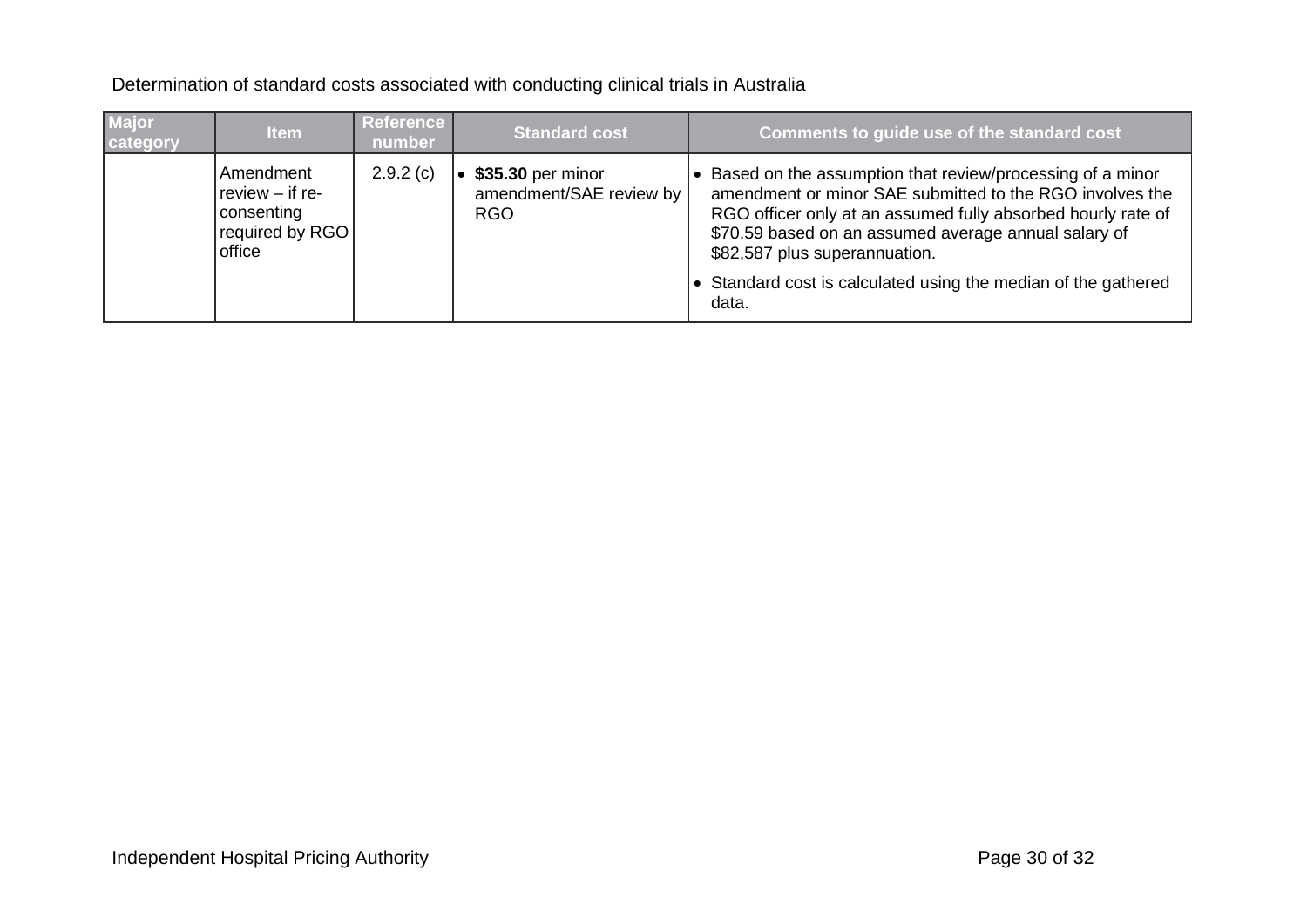Determination of standard costs associated with conducting clinical trials in Australia

| Major category | Item | Reference number | Standard cost | Comments to guide use of the standard cost |
|---|---|---|---|---|
| | Amendment review – if re-consenting required by RGO office | 2.9.2 (c) | • **$35.30** per minor amendment/SAE review by RGO | • Based on the assumption that review/processing of a minor amendment or minor SAE submitted to the RGO involves the RGO officer only at an assumed fully absorbed hourly rate of $70.59 based on an assumed average annual salary of $82,587 plus superannuation.<br>• Standard cost is calculated using the median of the gathered data. |

Independent Hospital Pricing Authority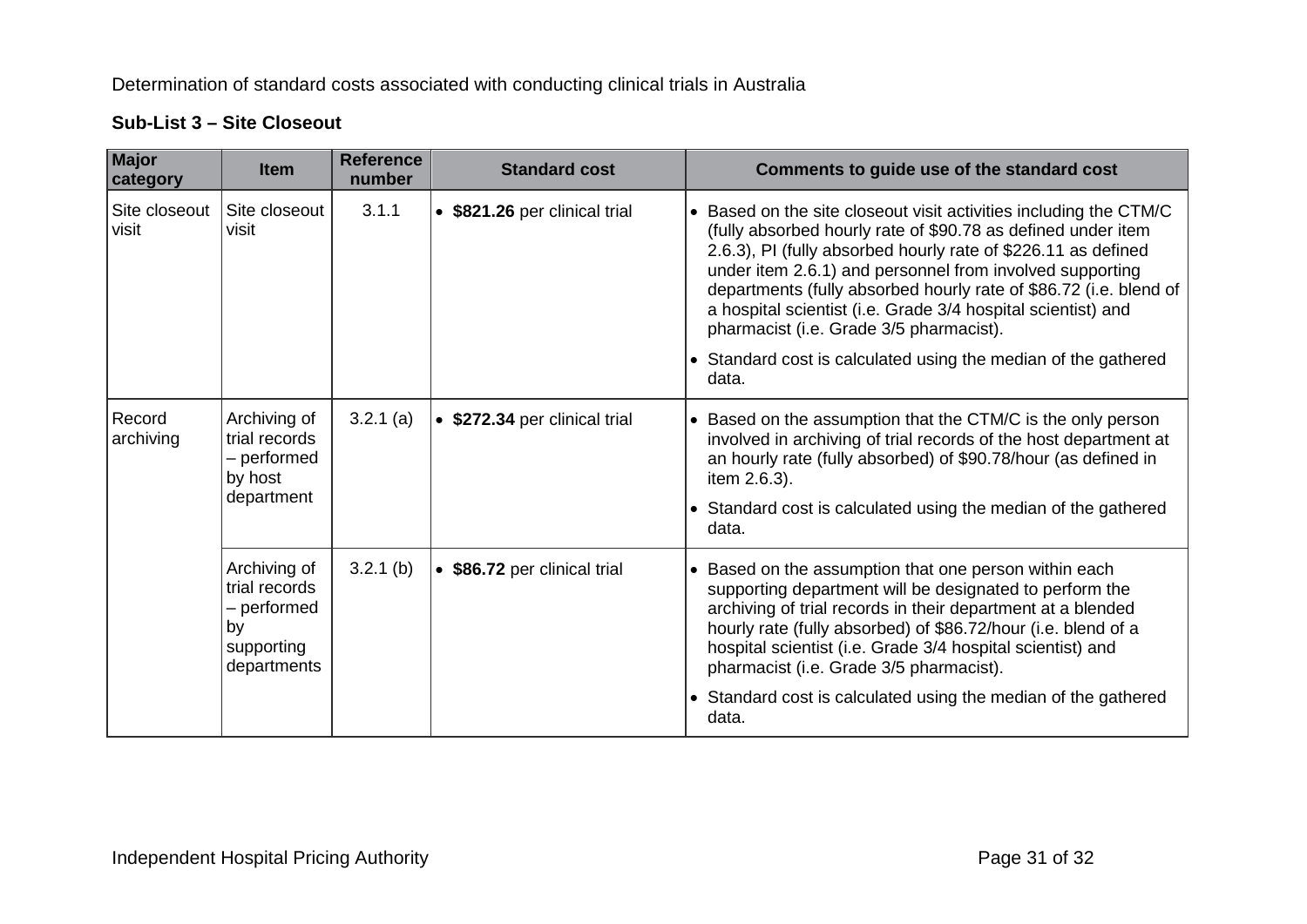Determination of standard costs associated with conducting clinical trials in Australia

**Sub-List 3 – Site Closeout**

| Major category | Item | Reference number | Standard cost | Comments to guide use of the standard cost |
|---|---|---|---|---|
| Site closeout visit | Site closeout visit | 3.1.1 | • **$821.26** per clinical trial | • Based on the site closeout visit activities including the CTM/C (fully absorbed hourly rate of $90.78 as defined under item 2.6.3), PI (fully absorbed hourly rate of $226.11 as defined under item 2.6.1) and personnel from involved supporting departments (fully absorbed hourly rate of $86.72 (i.e. blend of a hospital scientist (i.e. Grade 3/4 hospital scientist) and pharmacist (i.e. Grade 3/5 pharmacist).<br>• Standard cost is calculated using the median of the gathered data. |
| Record archiving | Archiving of trial records – performed by host department | 3.2.1 (a) | • **$272.34** per clinical trial | • Based on the assumption that the CTM/C is the only person involved in archiving of trial records of the host department at an hourly rate (fully absorbed) of $90.78/hour (as defined in item 2.6.3).<br>• Standard cost is calculated using the median of the gathered data. |
| | Archiving of trial records – performed by supporting departments | 3.2.1 (b) | • **$86.72** per clinical trial | • Based on the assumption that one person within each supporting department will be designated to perform the archiving of trial records in their department at a blended hourly rate (fully absorbed) of $86.72/hour (i.e. blend of a hospital scientist (i.e. Grade 3/4 hospital scientist) and pharmacist (i.e. Grade 3/5 pharmacist).<br>• Standard cost is calculated using the median of the gathered data. |

Independent Hospital Pricing Authority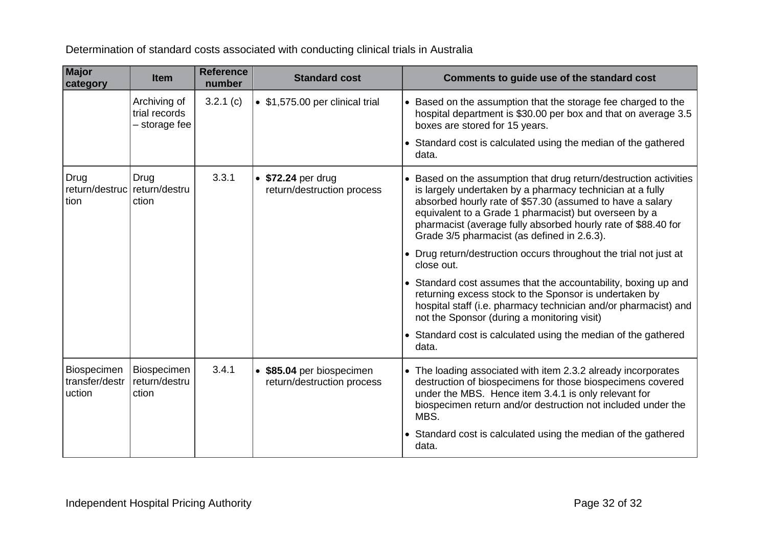Determination of standard costs associated with conducting clinical trials in Australia

| Major category | Item | Reference number | Standard cost | Comments to guide use of the standard cost |
|---|---|---|---|---|
| | Archiving of trial records – storage fee | 3.2.1 (c) | • $1,575.00 per clinical trial | • Based on the assumption that the storage fee charged to the hospital department is $30.00 per box and that on average 3.5 boxes are stored for 15 years. • Standard cost is calculated using the median of the gathered data. |
| Drug return/destruction | Drug return/destruction | 3.3.1 | • **$72.24** per drug return/destruction process | • Based on the assumption that drug return/destruction activities is largely undertaken by a pharmacy technician at a fully absorbed hourly rate of $57.30 (assumed to have a salary equivalent to a Grade 1 pharmacist) but overseen by a pharmacist (average fully absorbed hourly rate of $88.40 for Grade 3/5 pharmacist (as defined in 2.6.3). • Drug return/destruction occurs throughout the trial not just at close out. • Standard cost assumes that the accountability, boxing up and returning excess stock to the Sponsor is undertaken by hospital staff (i.e. pharmacy technician and/or pharmacist) and not the Sponsor (during a monitoring visit) • Standard cost is calculated using the median of the gathered data. |
| Biospecimen transfer/destruction | Biospecimen return/destruction | 3.4.1 | • **$85.04** per biospecimen return/destruction process | • The loading associated with item 2.3.2 already incorporates destruction of biospecimens for those biospecimens covered under the MBS. Hence item 3.4.1 is only relevant for biospecimen return and/or destruction not included under the MBS. • Standard cost is calculated using the median of the gathered data. |

Independent Hospital Pricing Authority